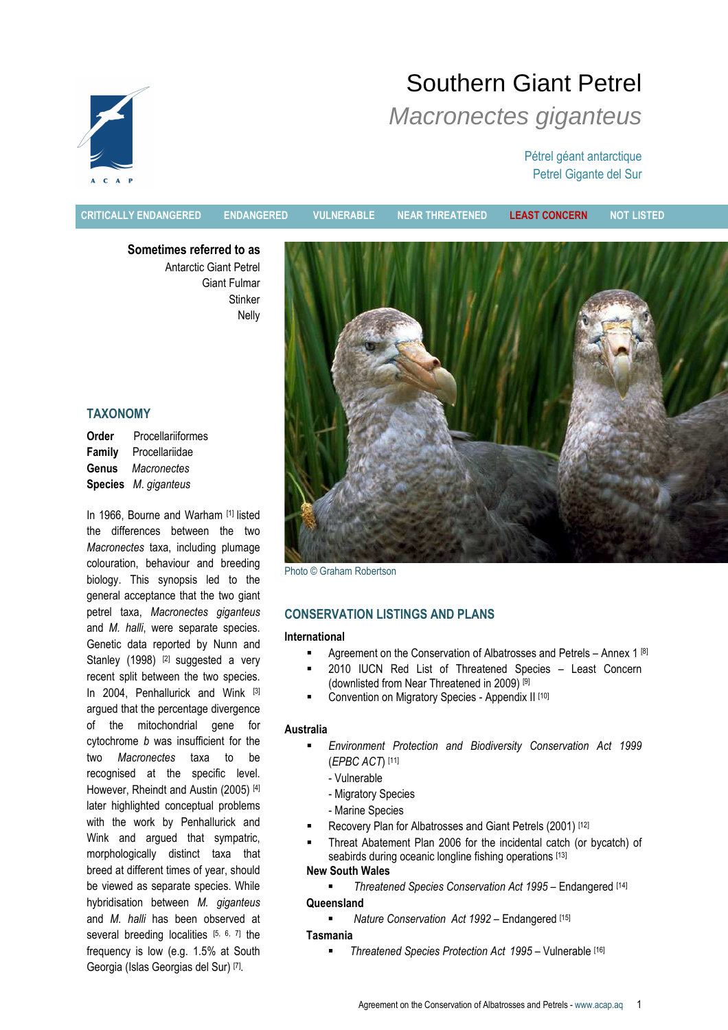# Southern Giant Petrel

## *Macronectes giganteus*

Pétrel géant antarctique
Petrel Gigante del Sur

CRITICALLY ENDANGERED | ENDANGERED | VULNERABLE | NEAR THREATENED | **LEAST CONCERN** | NOT LISTED

**Sometimes referred to as**
Antarctic Giant Petrel
Giant Fulmar
Stinker
Nelly

Photo © Graham Robertson

## TAXONOMY

**Order** Procellariiformes
**Family** Procellariidae
**Genus** *Macronectes*
**Species** *M. giganteus*

In 1966, Bourne and Warham [1] listed the differences between the two *Macronectes* taxa, including plumage colouration, behaviour and breeding biology. This synopsis led to the general acceptance that the two giant petrel taxa, *Macronectes giganteus* and *M. halli*, were separate species. Genetic data reported by Nunn and Stanley (1998) [2] suggested a very recent split between the two species. In 2004, Penhallurick and Wink [3] argued that the percentage divergence of the mitochondrial gene for cytochrome *b* was insufficient for the two *Macronectes* taxa to be recognised at the specific level. However, Rheindt and Austin (2005) [4] later highlighted conceptual problems with the work by Penhallurick and Wink and argued that sympatric, morphologically distinct taxa that breed at different times of year, should be viewed as separate species. While hybridisation between *M. giganteus* and *M. halli* has been observed at several breeding localities [5, 6, 7] the frequency is low (e.g. 1.5% at South Georgia (Islas Georgias del Sur) [7].

## CONSERVATION LISTINGS AND PLANS

**International**

- Agreement on the Conservation of Albatrosses and Petrels – Annex 1 [8]
- 2010 IUCN Red List of Threatened Species – Least Concern (downlisted from Near Threatened in 2009) [9]
- Convention on Migratory Species - Appendix II [10]

**Australia**

- *Environment Protection and Biodiversity Conservation Act 1999* (*EPBC ACT*) [11]
  - Vulnerable
  - Migratory Species
  - Marine Species
- Recovery Plan for Albatrosses and Giant Petrels (2001) [12]
- Threat Abatement Plan 2006 for the incidental catch (or bycatch) of seabirds during oceanic longline fishing operations [13]

**New South Wales**

- *Threatened Species Conservation Act 1995* – Endangered [14]

**Queensland**

- *Nature Conservation Act 1992* – Endangered [15]

**Tasmania**

- *Threatened Species Protection Act 1995* – Vulnerable [16]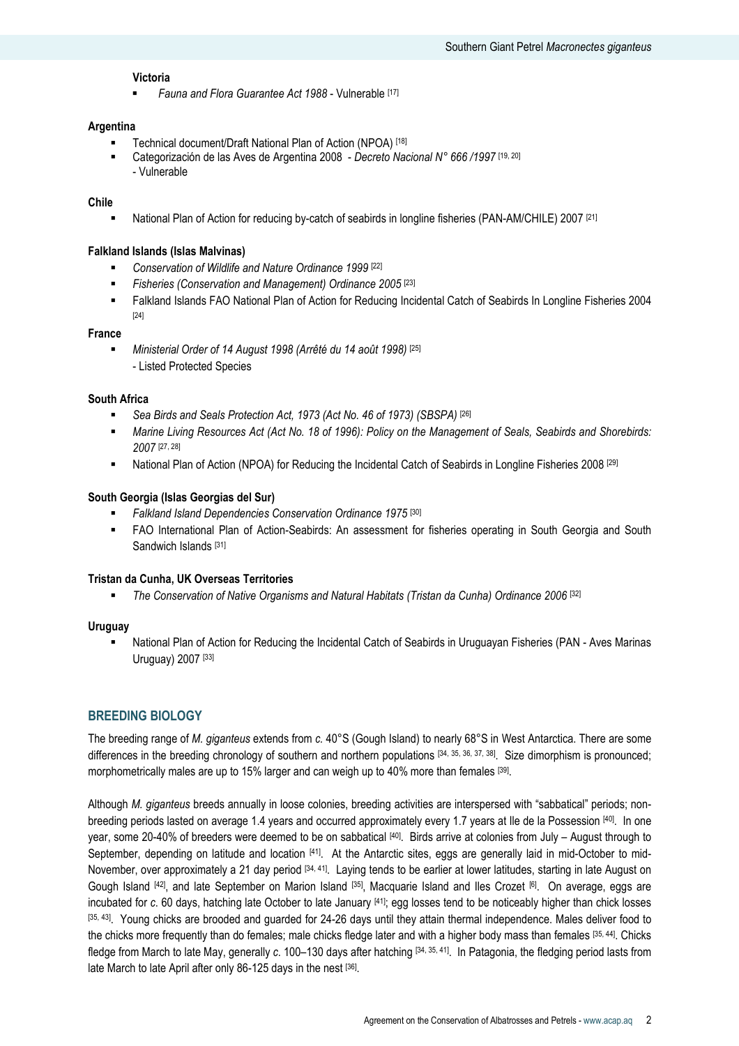**Victoria**

- *Fauna and Flora Guarantee Act 1988* - Vulnerable [17]

**Argentina**

- Technical document/Draft National Plan of Action (NPOA) [18]
- Categorización de las Aves de Argentina 2008 - *Decreto Nacional N° 666 /1997* [19, 20]
  - Vulnerable

**Chile**

- National Plan of Action for reducing by-catch of seabirds in longline fisheries (PAN-AM/CHILE) 2007 [21]

**Falkland Islands (Islas Malvinas)**

- *Conservation of Wildlife and Nature Ordinance 1999* [22]
- *Fisheries (Conservation and Management) Ordinance 2005* [23]
- Falkland Islands FAO National Plan of Action for Reducing Incidental Catch of Seabirds In Longline Fisheries 2004 [24]

**France**

- *Ministerial Order of 14 August 1998 (Arrêté du 14 août 1998)* [25]
  - Listed Protected Species

**South Africa**

- *Sea Birds and Seals Protection Act, 1973 (Act No. 46 of 1973) (SBSPA)* [26]
- *Marine Living Resources Act (Act No. 18 of 1996): Policy on the Management of Seals, Seabirds and Shorebirds: 2007* [27, 28]
- National Plan of Action (NPOA) for Reducing the Incidental Catch of Seabirds in Longline Fisheries 2008 [29]

**South Georgia (Islas Georgias del Sur)**

- *Falkland Island Dependencies Conservation Ordinance 1975* [30]
- FAO International Plan of Action-Seabirds: An assessment for fisheries operating in South Georgia and South Sandwich Islands [31]

**Tristan da Cunha, UK Overseas Territories**

- *The Conservation of Native Organisms and Natural Habitats (Tristan da Cunha) Ordinance 2006* [32]

**Uruguay**

- National Plan of Action for Reducing the Incidental Catch of Seabirds in Uruguayan Fisheries (PAN - Aves Marinas Uruguay) 2007 [33]

## BREEDING BIOLOGY

The breeding range of *M. giganteus* extends from *c.* 40°S (Gough Island) to nearly 68°S in West Antarctica. There are some differences in the breeding chronology of southern and northern populations [34, 35, 36, 37, 38]. Size dimorphism is pronounced; morphometrically males are up to 15% larger and can weigh up to 40% more than females [39].

Although *M. giganteus* breeds annually in loose colonies, breeding activities are interspersed with "sabbatical" periods; non-breeding periods lasted on average 1.4 years and occurred approximately every 1.7 years at Ile de la Possession [40]. In one year, some 20-40% of breeders were deemed to be on sabbatical [40]. Birds arrive at colonies from July – August through to September, depending on latitude and location [41]. At the Antarctic sites, eggs are generally laid in mid-October to mid-November, over approximately a 21 day period [34, 41]. Laying tends to be earlier at lower latitudes, starting in late August on Gough Island [42], and late September on Marion Island [35], Macquarie Island and Iles Crozet [6]. On average, eggs are incubated for *c*. 60 days, hatching late October to late January [41]; egg losses tend to be noticeably higher than chick losses [35, 43]. Young chicks are brooded and guarded for 24-26 days until they attain thermal independence. Males deliver food to the chicks more frequently than do females; male chicks fledge later and with a higher body mass than females [35, 44]. Chicks fledge from March to late May, generally *c*. 100–130 days after hatching [34, 35, 41]. In Patagonia, the fledging period lasts from late March to late April after only 86-125 days in the nest [36].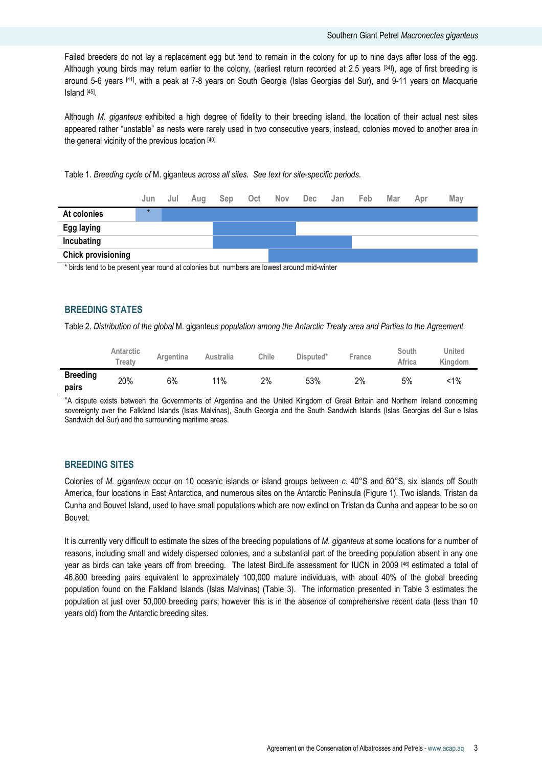Failed breeders do not lay a replacement egg but tend to remain in the colony for up to nine days after loss of the egg. Although young birds may return earlier to the colony, (earliest return recorded at 2.5 years [34]), age of first breeding is around 5-6 years [41], with a peak at 7-8 years on South Georgia (Islas Georgias del Sur), and 9-11 years on Macquarie Island [45].

Although *M. giganteus* exhibited a high degree of fidelity to their breeding island, the location of their actual nest sites appeared rather "unstable" as nests were rarely used in two consecutive years, instead, colonies moved to another area in the general vicinity of the previous location [40].

Table 1. *Breeding cycle of* M. giganteus *across all sites. See text for site-specific periods.*

| | Jun | Jul | Aug | Sep | Oct | Nov | Dec | Jan | Feb | Mar | Apr | May |
|---|---|---|---|---|---|---|---|---|---|---|---|---|
| **At colonies** | * | ■ | ■ | ■ | ■ | ■ | ■ | ■ | ■ | ■ | ■ | ■ |
| **Egg laying** | | | | ■ | ■ | ■ | | | | | | |
| **Incubating** | | | | ■ | ■ | ■ | ■ | ■ | | | | |
| **Chick provisioning** | | | | | | ■ | ■ | ■ | ■ | ■ | ■ | ■ |

\* birds tend to be present year round at colonies but numbers are lowest around mid-winter

## BREEDING STATES

Table 2. *Distribution of the global* M. giganteus *population among the Antarctic Treaty area and Parties to the Agreement.*

| | Antarctic Treaty | Argentina | Australia | Chile | Disputed* | France | South Africa | United Kingdom |
|---|---|---|---|---|---|---|---|---|
| **Breeding pairs** | 20% | 6% | 11% | 2% | 53% | 2% | 5% | <1% |

*A dispute exists between the Governments of Argentina and the United Kingdom of Great Britain and Northern Ireland concerning sovereignty over the Falkland Islands (Islas Malvinas), South Georgia and the South Sandwich Islands (Islas Georgias del Sur e Islas Sandwich del Sur) and the surrounding maritime areas.

## BREEDING SITES

Colonies of *M. giganteus* occur on 10 oceanic islands or island groups between *c.* 40°S and 60°S, six islands off South America, four locations in East Antarctica, and numerous sites on the Antarctic Peninsula (Figure 1). Two islands, Tristan da Cunha and Bouvet Island, used to have small populations which are now extinct on Tristan da Cunha and appear to be so on Bouvet.

It is currently very difficult to estimate the sizes of the breeding populations of *M. giganteus* at some locations for a number of reasons, including small and widely dispersed colonies, and a substantial part of the breeding population absent in any one year as birds can take years off from breeding. The latest BirdLife assessment for IUCN in 2009 [46] estimated a total of 46,800 breeding pairs equivalent to approximately 100,000 mature individuals, with about 40% of the global breeding population found on the Falkland Islands (Islas Malvinas) (Table 3). The information presented in Table 3 estimates the population at just over 50,000 breeding pairs; however this is in the absence of comprehensive recent data (less than 10 years old) from the Antarctic breeding sites.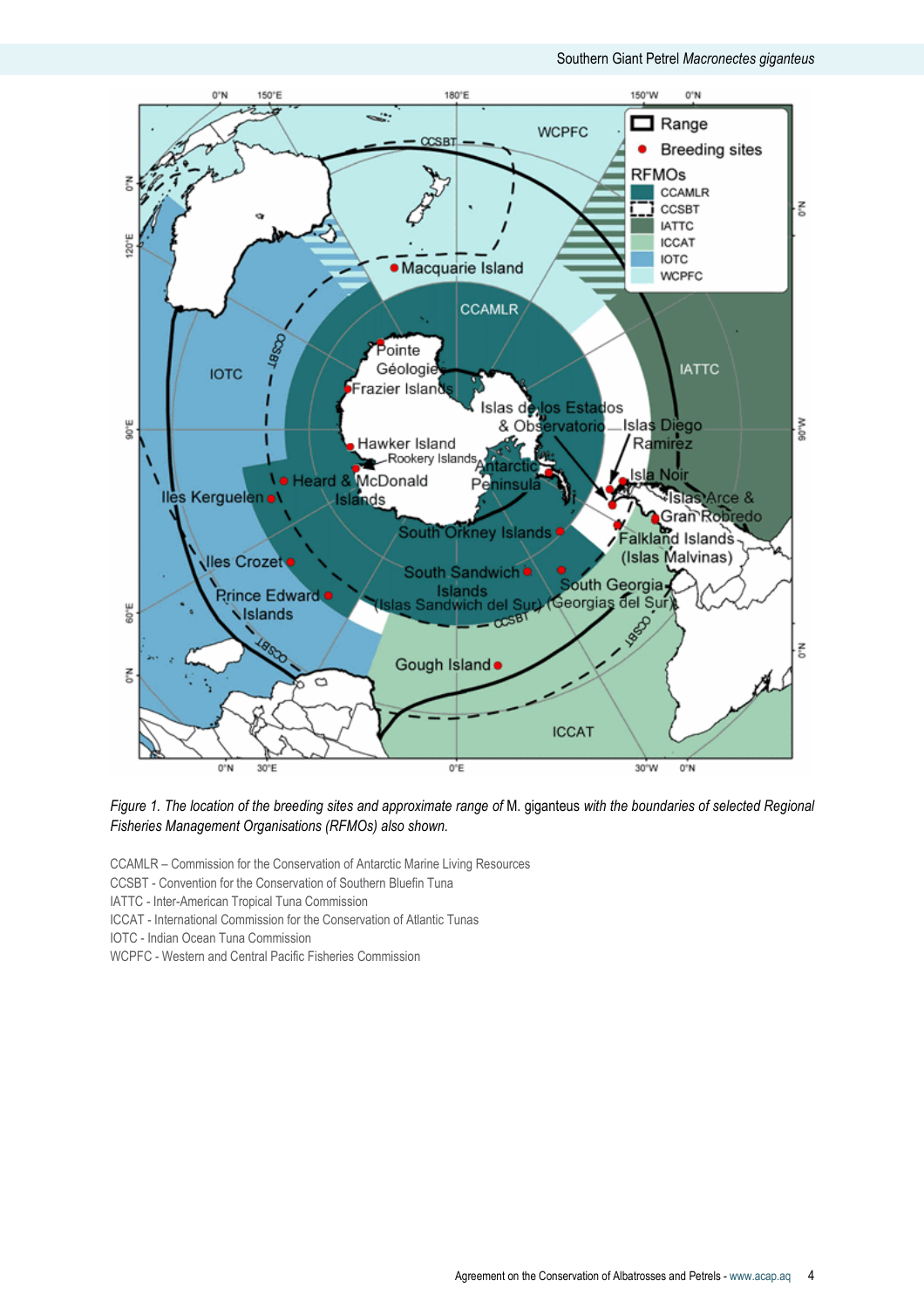*Figure 1. The location of the breeding sites and approximate range of* M. giganteus *with the boundaries of selected Regional Fisheries Management Organisations (RFMOs) also shown.*

CCAMLR – Commission for the Conservation of Antarctic Marine Living Resources
CCSBT - Convention for the Conservation of Southern Bluefin Tuna
IATTC - Inter-American Tropical Tuna Commission
ICCAT - International Commission for the Conservation of Atlantic Tunas
IOTC - Indian Ocean Tuna Commission
WCPFC - Western and Central Pacific Fisheries Commission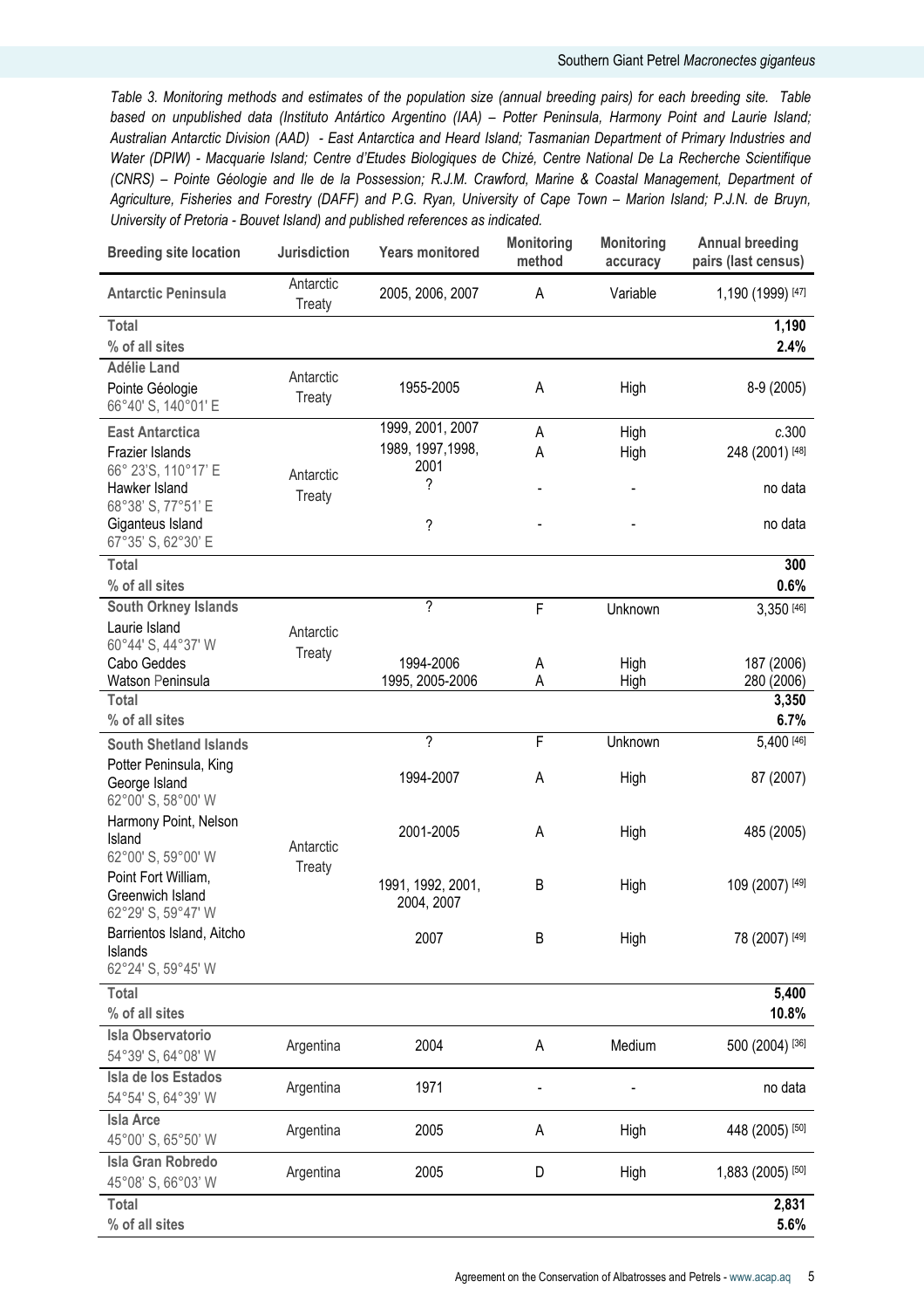*Table 3. Monitoring methods and estimates of the population size (annual breeding pairs) for each breeding site. Table based on unpublished data (Instituto Antártico Argentino (IAA) – Potter Peninsula, Harmony Point and Laurie Island; Australian Antarctic Division (AAD) - East Antarctica and Heard Island; Tasmanian Department of Primary Industries and Water (DPIW) - Macquarie Island; Centre d'Etudes Biologiques de Chizé, Centre National De La Recherche Scientifique (CNRS) – Pointe Géologie and Ile de la Possession; R.J.M. Crawford, Marine & Coastal Management, Department of Agriculture, Fisheries and Forestry (DAFF) and P.G. Ryan, University of Cape Town – Marion Island; P.J.N. de Bruyn, University of Pretoria - Bouvet Island) and published references as indicated.*

| Breeding site location | Jurisdiction | Years monitored | Monitoring method | Monitoring accuracy | Annual breeding pairs (last census) |
|---|---|---|---|---|---|
| **Antarctic Peninsula** | Antarctic Treaty | 2005, 2006, 2007 | A | Variable | 1,190 (1999) [47] |
| **Total** | | | | | **1,190** |
| **% of all sites** | | | | | **2.4%** |
| **Adélie Land** | | | | | |
| Pointe Géologie 66°40' S, 140°01' E | Antarctic Treaty | 1955-2005 | A | High | 8-9 (2005) |
| **East Antarctica** | Antarctic Treaty | 1999, 2001, 2007 | A | High | *c.*300 |
| Frazier Islands 66° 23'S, 110°17' E | | 1989, 1997,1998, 2001 | A | High | 248 (2001) [48] |
| Hawker Island 68°38' S, 77°51' E | | ? | - | - | no data |
| Giganteus Island 67°35' S, 62°30' E | | ? | - | - | no data |
| **Total** | | | | | **300** |
| **% of all sites** | | | | | **0.6%** |
| **South Orkney Islands** | Antarctic Treaty | ? | F | Unknown | 3,350 [46] |
| Laurie Island 60°44' S, 44°37' W | | | | | |
| Cabo Geddes | | 1994-2006 | A | High | 187 (2006) |
| Watson Peninsula | | 1995, 2005-2006 | A | High | 280 (2006) |
| **Total** | | | | | **3,350** |
| **% of all sites** | | | | | **6.7%** |
| **South Shetland Islands** | Antarctic Treaty | ? | F | Unknown | 5,400 [46] |
| Potter Peninsula, King George Island 62°00' S, 58°00' W | | 1994-2007 | A | High | 87 (2007) |
| Harmony Point, Nelson Island 62°00' S, 59°00' W | | 2001-2005 | A | High | 485 (2005) |
| Point Fort William, Greenwich Island 62°29' S, 59°47' W | | 1991, 1992, 2001, 2004, 2007 | B | High | 109 (2007) [49] |
| Barrientos Island, Aitcho Islands 62°24' S, 59°45' W | | 2007 | B | High | 78 (2007) [49] |
| **Total** | | | | | **5,400** |
| **% of all sites** | | | | | **10.8%** |
| **Isla Observatorio** 54°39' S, 64°08' W | Argentina | 2004 | A | Medium | 500 (2004) [36] |
| **Isla de los Estados** 54°54' S, 64°39' W | Argentina | 1971 | - | - | no data |
| **Isla Arce** 45°00' S, 65°50' W | Argentina | 2005 | A | High | 448 (2005) [50] |
| **Isla Gran Robredo** 45°08' S, 66°03' W | Argentina | 2005 | D | High | 1,883 (2005) [50] |
| **Total** | | | | | **2,831** |
| **% of all sites** | | | | | **5.6%** |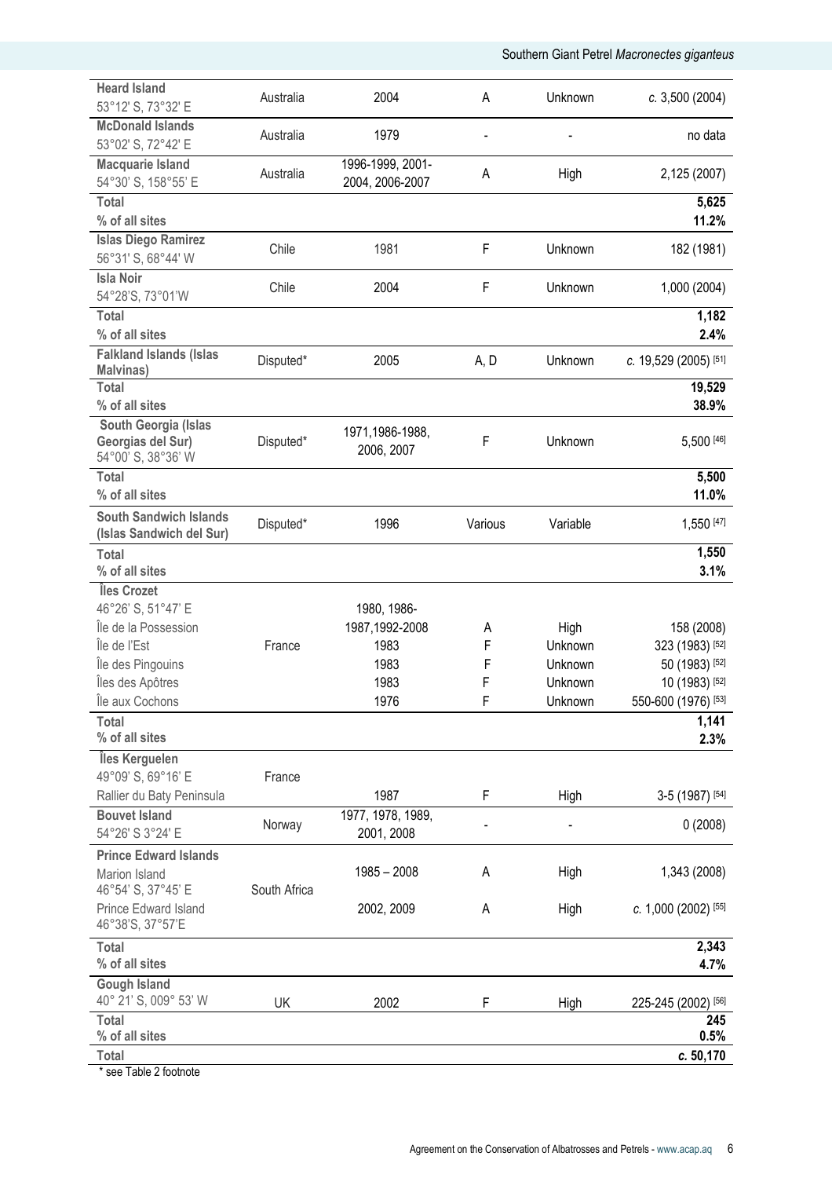| | | | | | |
|---|---|---|---|---|---|
| **Heard Island** 53°12' S, 73°32' E | Australia | 2004 | A | Unknown | *c.* 3,500 (2004) |
| **McDonald Islands** 53°02' S, 72°42' E | Australia | 1979 | - | - | no data |
| **Macquarie Island** 54°30' S, 158°55' E | Australia | 1996-1999, 2001-2004, 2006-2007 | A | High | 2,125 (2007) |
| **Total** | | | | | **5,625** |
| **% of all sites** | | | | | **11.2%** |
| **Islas Diego Ramirez** 56°31' S, 68°44' W | Chile | 1981 | F | Unknown | 182 (1981) |
| **Isla Noir** 54°28'S, 73°01'W | Chile | 2004 | F | Unknown | 1,000 (2004) |
| **Total** | | | | | **1,182** |
| **% of all sites** | | | | | **2.4%** |
| **Falkland Islands (Islas Malvinas)** | Disputed* | 2005 | A, D | Unknown | *c.* 19,529 (2005) [51] |
| **Total** | | | | | **19,529** |
| **% of all sites** | | | | | **38.9%** |
| **South Georgia (Islas Georgias del Sur)** 54°00' S, 38°36' W | Disputed* | 1971,1986-1988, 2006, 2007 | F | Unknown | 5,500 [46] |
| **Total** | | | | | **5,500** |
| **% of all sites** | | | | | **11.0%** |
| **South Sandwich Islands (Islas Sandwich del Sur)** | Disputed* | 1996 | Various | Variable | 1,550 [47] |
| **Total** | | | | | **1,550** |
| **% of all sites** | | | | | **3.1%** |
| **Îles Crozet** 46°26' S, 51°47' E | | | | | |
| Île de la Possession | France | 1980, 1986-1987,1992-2008 | A | High | 158 (2008) |
| Île de l'Est | France | 1983 | F | Unknown | 323 (1983) [52] |
| Île des Pingouins | France | 1983 | F | Unknown | 50 (1983) [52] |
| Îles des Apôtres | France | 1983 | F | Unknown | 10 (1983) [52] |
| Île aux Cochons | France | 1976 | F | Unknown | 550-600 (1976) [53] |
| **Total** | | | | | **1,141** |
| **% of all sites** | | | | | **2.3%** |
| **Îles Kerguelen** 49°09' S, 69°16' E | France | | | | |
| Rallier du Baty Peninsula | | 1987 | F | High | 3-5 (1987) [54] |
| **Bouvet Island** 54°26' S 3°24' E | Norway | 1977, 1978, 1989, 2001, 2008 | - | - | 0 (2008) |
| **Prince Edward Islands** | | | | | |
| Marion Island 46°54' S, 37°45' E | South Africa | 1985 – 2008 | A | High | 1,343 (2008) |
| Prince Edward Island 46°38'S, 37°57'E | South Africa | 2002, 2009 | A | High | *c.* 1,000 (2002) [55] |
| **Total** | | | | | **2,343** |
| **% of all sites** | | | | | **4.7%** |
| **Gough Island** 40° 21' S, 009° 53' W | UK | 2002 | F | High | 225-245 (2002) [56] |
| **Total** | | | | | **245** |
| **% of all sites** | | | | | **0.5%** |
| **Total** | | | | | ***c.* 50,170** |

\* see Table 2 footnote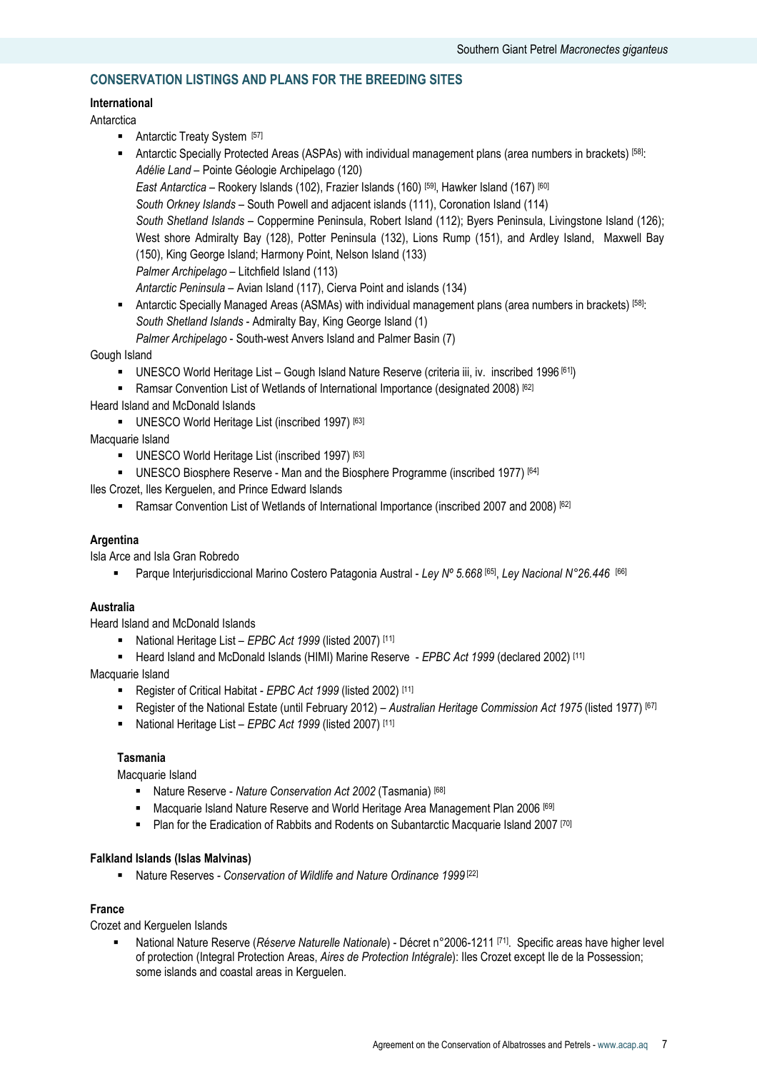## CONSERVATION LISTINGS AND PLANS FOR THE BREEDING SITES

**International**

Antarctica

- Antarctic Treaty System [57]
- Antarctic Specially Protected Areas (ASPAs) with individual management plans (area numbers in brackets) [58]:
  *Adélie Land* – Pointe Géologie Archipelago (120)
  *East Antarctica* – Rookery Islands (102), Frazier Islands (160) [59], Hawker Island (167) [60]
  *South Orkney Islands* – South Powell and adjacent islands (111), Coronation Island (114)
  *South Shetland Islands* – Coppermine Peninsula, Robert Island (112); Byers Peninsula, Livingstone Island (126); West shore Admiralty Bay (128), Potter Peninsula (132), Lions Rump (151), and Ardley Island, Maxwell Bay (150), King George Island; Harmony Point, Nelson Island (133)
  *Palmer Archipelago* – Litchfield Island (113)
  *Antarctic Peninsula* – Avian Island (117), Cierva Point and islands (134)
- Antarctic Specially Managed Areas (ASMAs) with individual management plans (area numbers in brackets) [58]:
  *South Shetland Islands* - Admiralty Bay, King George Island (1)
  *Palmer Archipelago* - South-west Anvers Island and Palmer Basin (7)

Gough Island

- UNESCO World Heritage List – Gough Island Nature Reserve (criteria iii, iv. inscribed 1996 [61])
- Ramsar Convention List of Wetlands of International Importance (designated 2008) [62]

Heard Island and McDonald Islands

- UNESCO World Heritage List (inscribed 1997) [63]

Macquarie Island

- UNESCO World Heritage List (inscribed 1997) [63]
- UNESCO Biosphere Reserve - Man and the Biosphere Programme (inscribed 1977) [64]

Iles Crozet, Iles Kerguelen, and Prince Edward Islands

- Ramsar Convention List of Wetlands of International Importance (inscribed 2007 and 2008) [62]

**Argentina**

Isla Arce and Isla Gran Robredo

- Parque Interjurisdiccional Marino Costero Patagonia Austral - *Ley Nº 5.668* [65], *Ley Nacional N°26.446* [66]

**Australia**

Heard Island and McDonald Islands

- National Heritage List – *EPBC Act 1999* (listed 2007) [11]
- Heard Island and McDonald Islands (HIMI) Marine Reserve - *EPBC Act 1999* (declared 2002) [11]

Macquarie Island

- Register of Critical Habitat - *EPBC Act 1999* (listed 2002) [11]
- Register of the National Estate (until February 2012) – *Australian Heritage Commission Act 1975* (listed 1977) [67]
- National Heritage List – *EPBC Act 1999* (listed 2007) [11]

**Tasmania**

Macquarie Island

- Nature Reserve - *Nature Conservation Act 2002* (Tasmania) [68]
- Macquarie Island Nature Reserve and World Heritage Area Management Plan 2006 [69]
- Plan for the Eradication of Rabbits and Rodents on Subantarctic Macquarie Island 2007 [70]

**Falkland Islands (Islas Malvinas)**

- Nature Reserves - *Conservation of Wildlife and Nature Ordinance 1999* [22]

**France**

Crozet and Kerguelen Islands

- National Nature Reserve (*Réserve Naturelle Nationale*) - Décret n°2006-1211 [71]. Specific areas have higher level of protection (Integral Protection Areas, *Aires de Protection Intégrale*): Iles Crozet except Ile de la Possession; some islands and coastal areas in Kerguelen.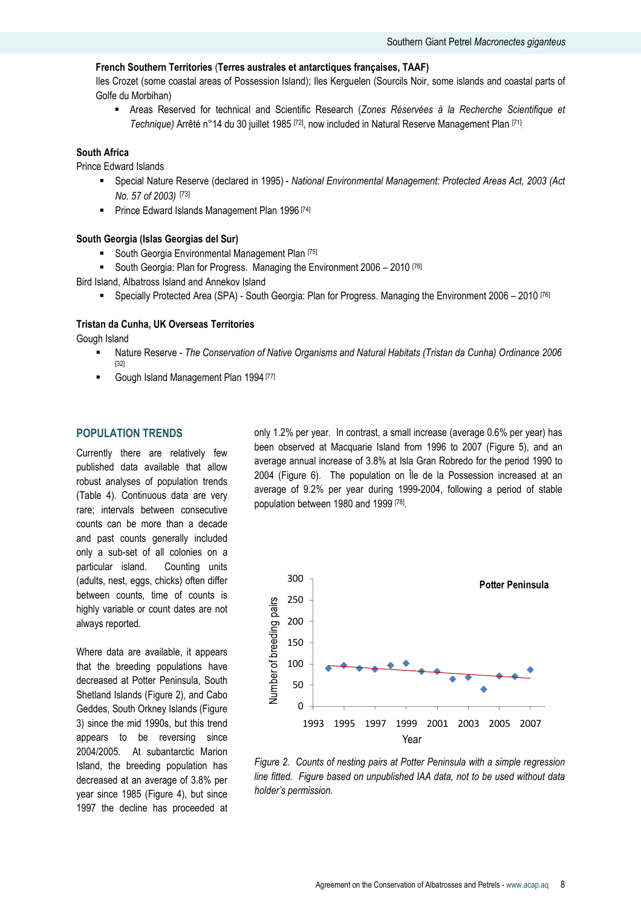**French Southern Territories (Terres australes et antarctiques françaises, TAAF)**

Iles Crozet (some coastal areas of Possession Island); Iles Kerguelen (Sourcils Noir, some islands and coastal parts of Golfe du Morbihan)

- Areas Reserved for technical and Scientific Research (*Zones Réservées à la Recherche Scientifique et Technique)* Arrêté n°14 du 30 juillet 1985 [72], now included in Natural Reserve Management Plan [71].

**South Africa**

Prince Edward Islands

- Special Nature Reserve (declared in 1995) - *National Environmental Management: Protected Areas Act, 2003 (Act No. 57 of 2003)* [73]
- Prince Edward Islands Management Plan 1996 [74]

**South Georgia (Islas Georgias del Sur)**

- South Georgia Environmental Management Plan [75]
- South Georgia: Plan for Progress. Managing the Environment 2006 – 2010 [76]

Bird Island, Albatross Island and Annekov Island

- Specially Protected Area (SPA) - South Georgia: Plan for Progress. Managing the Environment 2006 – 2010 [76]

**Tristan da Cunha, UK Overseas Territories**

Gough Island

- Nature Reserve - *The Conservation of Native Organisms and Natural Habitats (Tristan da Cunha) Ordinance 2006* [32]
- Gough Island Management Plan 1994 [77]

## POPULATION TRENDS

Currently there are relatively few published data available that allow robust analyses of population trends (Table 4). Continuous data are very rare; intervals between consecutive counts can be more than a decade and past counts generally included only a sub-set of all colonies on a particular island. Counting units (adults, nest, eggs, chicks) often differ between counts, time of counts is highly variable or count dates are not always reported.

Where data are available, it appears that the breeding populations have decreased at Potter Peninsula, South Shetland Islands (Figure 2), and Cabo Geddes, South Orkney Islands (Figure 3) since the mid 1990s, but this trend appears to be reversing since 2004/2005. At subantarctic Marion Island, the breeding population has decreased at an average of 3.8% per year since 1985 (Figure 4), but since 1997 the decline has proceeded at only 1.2% per year. In contrast, a small increase (average 0.6% per year) has been observed at Macquarie Island from 1996 to 2007 (Figure 5), and an average annual increase of 3.8% at Isla Gran Robredo for the period 1990 to 2004 (Figure 6). The population on Île de la Possession increased at an average of 9.2% per year during 1999-2004, following a period of stable population between 1980 and 1999 [78].

*Figure 2. Counts of nesting pairs at Potter Peninsula with a simple regression line fitted. Figure based on unpublished IAA data, not to be used without data holder's permission.*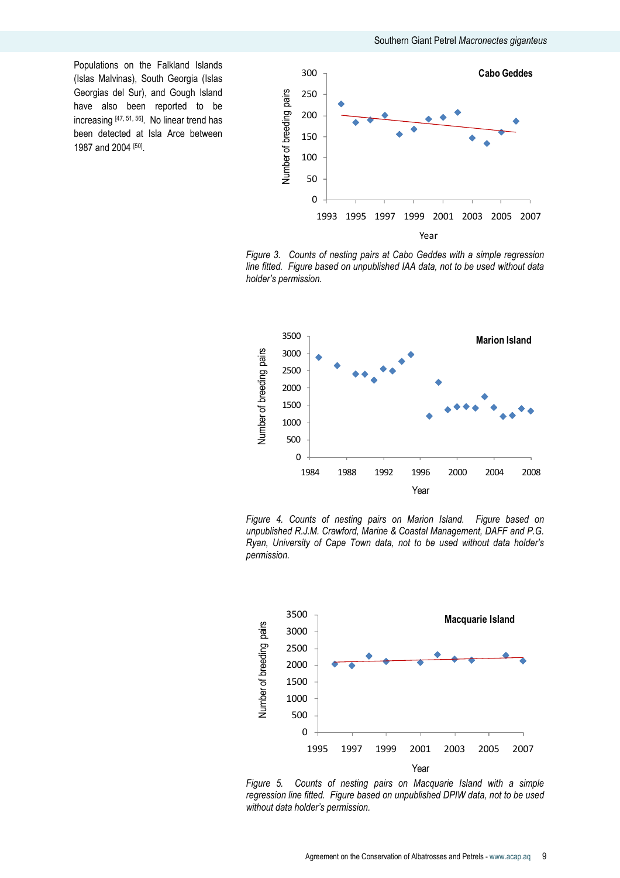Populations on the Falkland Islands (Islas Malvinas), South Georgia (Islas Georgias del Sur), and Gough Island have also been reported to be increasing [47, 51, 56]. No linear trend has been detected at Isla Arce between 1987 and 2004 [50].

*Figure 3. Counts of nesting pairs at Cabo Geddes with a simple regression line fitted. Figure based on unpublished IAA data, not to be used without data holder's permission.*

*Figure 4. Counts of nesting pairs on Marion Island. Figure based on unpublished R.J.M. Crawford, Marine & Coastal Management, DAFF and P.G. Ryan, University of Cape Town data, not to be used without data holder's permission.*

*Figure 5. Counts of nesting pairs on Macquarie Island with a simple regression line fitted. Figure based on unpublished DPIW data, not to be used without data holder's permission.*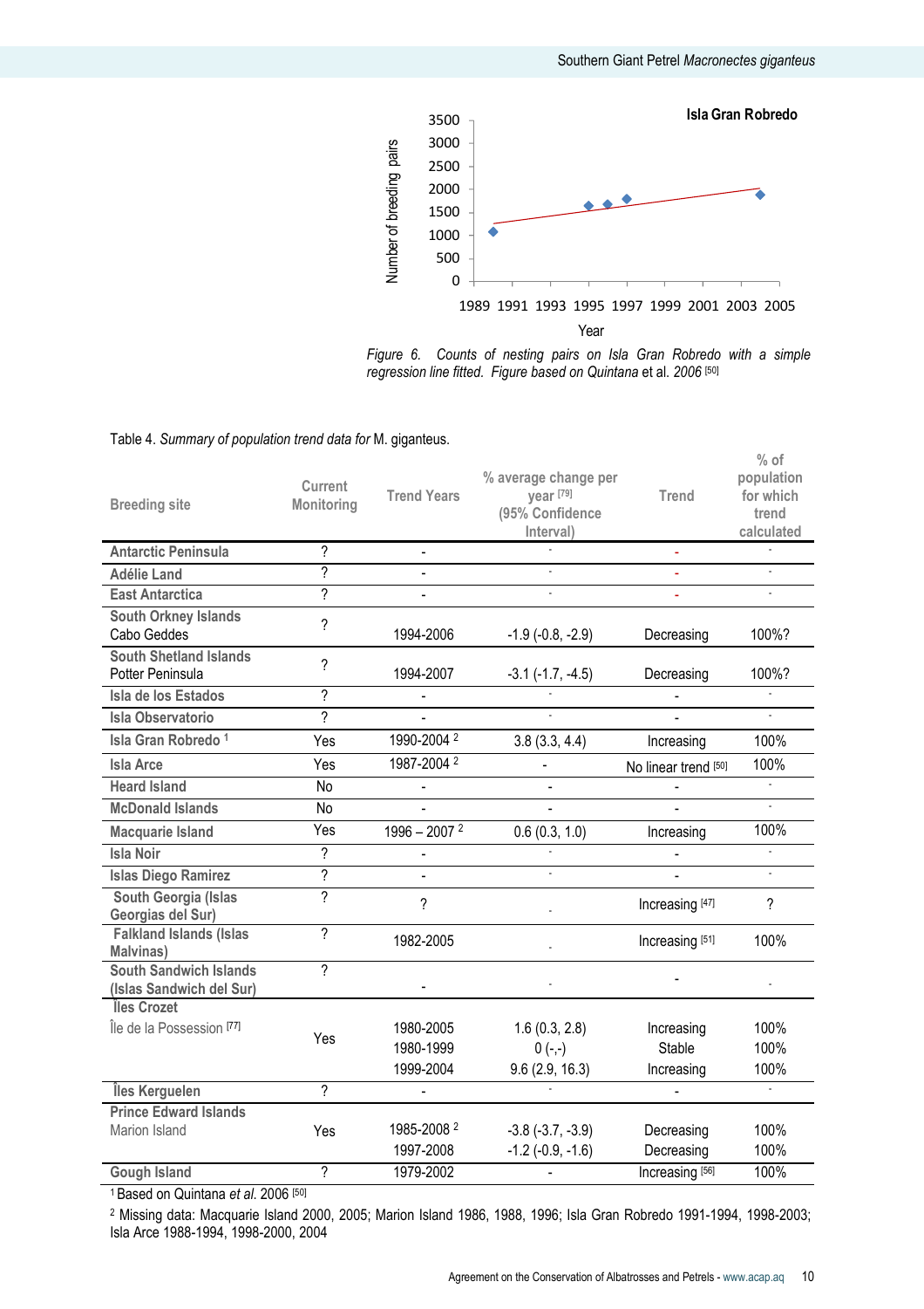Figure 6. Counts of nesting pairs on Isla Gran Robredo with a simple regression line fitted. Figure based on Quintana et al. 2006 [50]

Table 4. *Summary of population trend data for* M. giganteus.

| Breeding site | Current Monitoring | Trend Years | % average change per year [79] (95% Confidence Interval) | Trend | % of population for which trend calculated |
|---|---|---|---|---|---|
| **Antarctic Peninsula** | ? | - | - | - | - |
| **Adélie Land** | ? | - | - | - | - |
| **East Antarctica** | ? | - | - | - | - |
| **South Orkney Islands** Cabo Geddes | ? | 1994-2006 | -1.9 (-0.8, -2.9) | Decreasing | 100%? |
| **South Shetland Islands** Potter Peninsula | ? | 1994-2007 | -3.1 (-1.7, -4.5) | Decreasing | 100%? |
| **Isla de los Estados** | ? | - | - | - | - |
| **Isla Observatorio** | ? | - | - | - | - |
| **Isla Gran Robredo** [1] | Yes | 1990-2004 [2] | 3.8 (3.3, 4.4) | Increasing | 100% |
| **Isla Arce** | Yes | 1987-2004 [2] | - | No linear trend [50] | 100% |
| **Heard Island** | No | - | - | - | - |
| **McDonald Islands** | No | - | - | - | - |
| **Macquarie Island** | Yes | 1996 – 2007 [2] | 0.6 (0.3, 1.0) | Increasing | 100% |
| **Isla Noir** | ? | - | - | - | - |
| **Islas Diego Ramirez** | ? | - | - | - | - |
| **South Georgia (Islas Georgias del Sur)** | ? | ? | - | Increasing [47] | ? |
| **Falkland Islands (Islas Malvinas)** | ? | 1982-2005 | - | Increasing [51] | 100% |
| **South Sandwich Islands (Islas Sandwich del Sur)** | ? | - | - | - | - |
| **Îles Crozet** Île de la Possession [77] | Yes | 1980-2005<br>1980-1999<br>1999-2004 | 1.6 (0.3, 2.8)<br>0 (-,-)<br>9.6 (2.9, 16.3) | Increasing<br>Stable<br>Increasing | 100%<br>100%<br>100% |
| **Îles Kerguelen** | ? | - | - | - | - |
| **Prince Edward Islands** Marion Island | Yes | 1985-2008 [2]<br>1997-2008 | -3.8 (-3.7, -3.9)<br>-1.2 (-0.9, -1.6) | Decreasing<br>Decreasing | 100%<br>100% |
| **Gough Island** | ? | 1979-2002 | - | Increasing [56] | 100% |

[1] Based on Quintana *et al.* 2006 [50]

[2] Missing data: Macquarie Island 2000, 2005; Marion Island 1986, 1988, 1996; Isla Gran Robredo 1991-1994, 1998-2003; Isla Arce 1988-1994, 1998-2000, 2004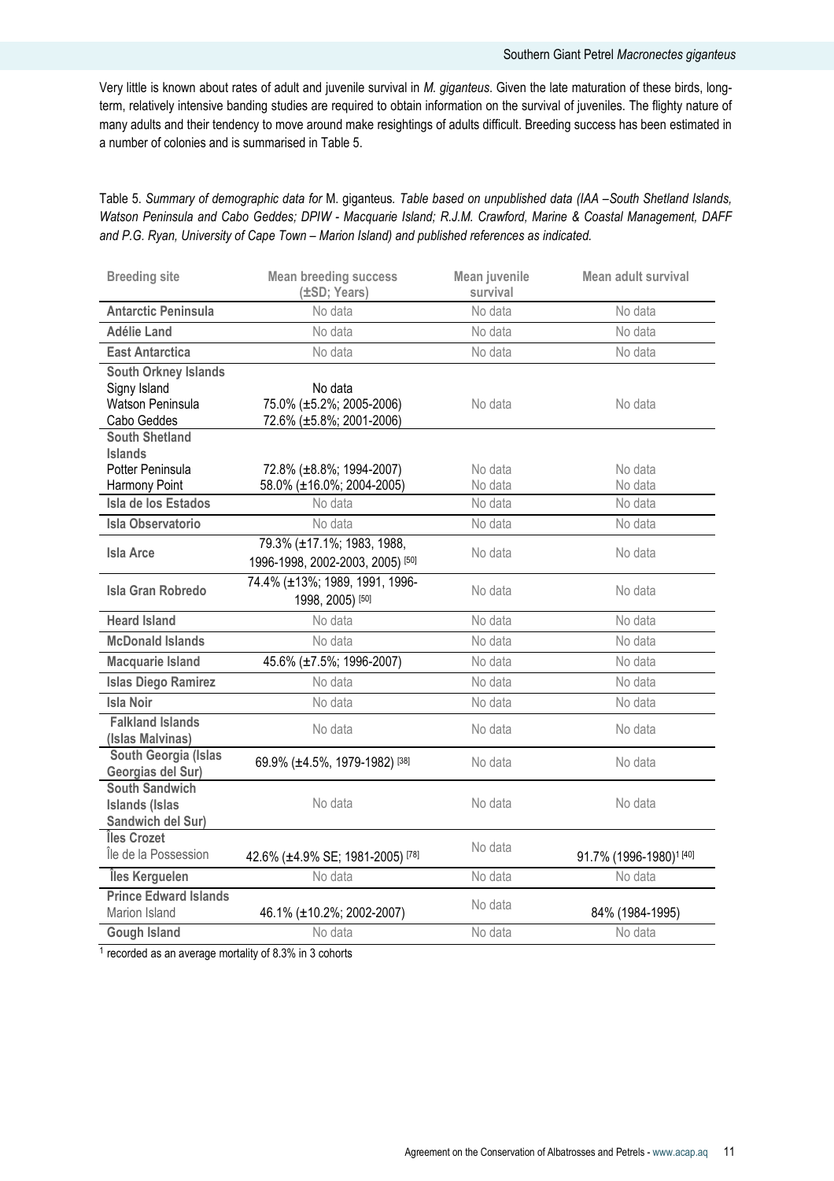Very little is known about rates of adult and juvenile survival in *M. giganteus*. Given the late maturation of these birds, long-term, relatively intensive banding studies are required to obtain information on the survival of juveniles. The flighty nature of many adults and their tendency to move around make resightings of adults difficult. Breeding success has been estimated in a number of colonies and is summarised in Table 5.

Table 5. *Summary of demographic data for* M. giganteus*. Table based on unpublished data (IAA –South Shetland Islands, Watson Peninsula and Cabo Geddes; DPIW - Macquarie Island; R.J.M. Crawford, Marine & Coastal Management, DAFF and P.G. Ryan, University of Cape Town – Marion Island) and published references as indicated.*

| Breeding site | Mean breeding success (±SD; Years) | Mean juvenile survival | Mean adult survival |
|---|---|---|---|
| **Antarctic Peninsula** | No data | No data | No data |
| **Adélie Land** | No data | No data | No data |
| **East Antarctica** | No data | No data | No data |
| **South Orkney Islands** | | | |
| Signy Island | No data | No data | No data |
| Watson Peninsula | 75.0% (±5.2%; 2005-2006) | | |
| Cabo Geddes | 72.6% (±5.8%; 2001-2006) | | |
| **South Shetland Islands** | | | |
| Potter Peninsula | 72.8% (±8.8%; 1994-2007) | No data | No data |
| Harmony Point | 58.0% (±16.0%; 2004-2005) | No data | No data |
| **Isla de los Estados** | No data | No data | No data |
| **Isla Observatorio** | No data | No data | No data |
| **Isla Arce** | 79.3% (±17.1%; 1983, 1988, 1996-1998, 2002-2003, 2005) [50] | No data | No data |
| **Isla Gran Robredo** | 74.4% (±13%; 1989, 1991, 1996-1998, 2005) [50] | No data | No data |
| **Heard Island** | No data | No data | No data |
| **McDonald Islands** | No data | No data | No data |
| **Macquarie Island** | 45.6% (±7.5%; 1996-2007) | No data | No data |
| **Islas Diego Ramirez** | No data | No data | No data |
| **Isla Noir** | No data | No data | No data |
| **Falkland Islands (Islas Malvinas)** | No data | No data | No data |
| **South Georgia (Islas Georgias del Sur)** | 69.9% (±4.5%, 1979-1982) [38] | No data | No data |
| **South Sandwich Islands (Islas Sandwich del Sur)** | No data | No data | No data |
| **Îles Crozet** | | | |
| Île de la Possession | 42.6% (±4.9% SE; 1981-2005) [78] | No data | 91.7% (1996-1980)[1] [40] |
| **Îles Kerguelen** | No data | No data | No data |
| **Prince Edward Islands** | | | |
| Marion Island | 46.1% (±10.2%; 2002-2007) | No data | 84% (1984-1995) |
| **Gough Island** | No data | No data | No data |

[1] recorded as an average mortality of 8.3% in 3 cohorts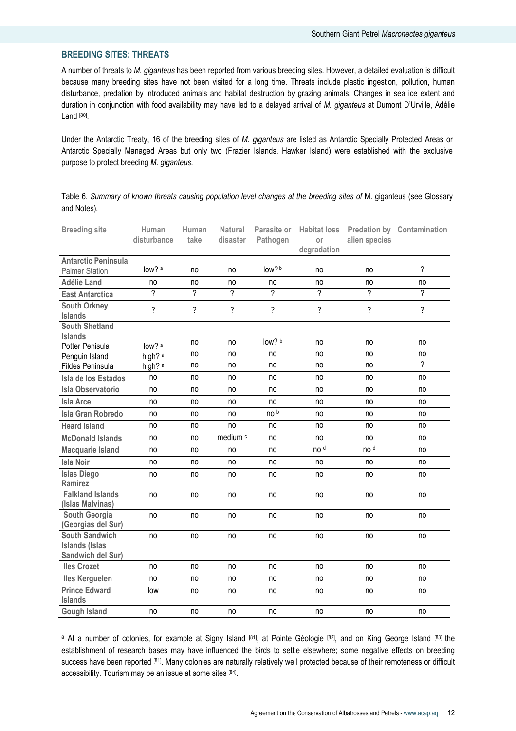## BREEDING SITES: THREATS

A number of threats to *M. giganteus* has been reported from various breeding sites. However, a detailed evaluation is difficult because many breeding sites have not been visited for a long time. Threats include plastic ingestion, pollution, human disturbance, predation by introduced animals and habitat destruction by grazing animals. Changes in sea ice extent and duration in conjunction with food availability may have led to a delayed arrival of *M. giganteus* at Dumont D'Urville, Adélie Land [80].

Under the Antarctic Treaty, 16 of the breeding sites of *M. giganteus* are listed as Antarctic Specially Protected Areas or Antarctic Specially Managed Areas but only two (Frazier Islands, Hawker Island) were established with the exclusive purpose to protect breeding *M. giganteus*.

Table 6. *Summary of known threats causing population level changes at the breeding sites of* M. giganteus (see Glossary and Notes).

| Breeding site | Human disturbance | Human take | Natural disaster | Parasite or Pathogen | Habitat loss or degradation | Predation by alien species | Contamination |
|---|---|---|---|---|---|---|---|
| **Antarctic Peninsula** | | | | | | | |
| Palmer Station | low? [a] | no | no | low? [b] | no | no | ? |
| **Adélie Land** | no | no | no | no | no | no | no |
| **East Antarctica** | ? | ? | ? | ? | ? | ? | ? |
| **South Orkney Islands** | ? | ? | ? | ? | ? | ? | ? |
| **South Shetland Islands** | | | | | | | |
| Potter Penisula | low? [a] | no | no | low? [b] | no | no | no |
| Penguin Island | high? [a] | no | no | no | no | no | no |
| Fildes Peninsula | high? [a] | no | no | no | no | no | ? |
| **Isla de los Estados** | no | no | no | no | no | no | no |
| **Isla Observatorio** | no | no | no | no | no | no | no |
| **Isla Arce** | no | no | no | no | no | no | no |
| **Isla Gran Robredo** | no | no | no | no [b] | no | no | no |
| **Heard Island** | no | no | no | no | no | no | no |
| **McDonald Islands** | no | no | medium [c] | no | no | no | no |
| **Macquarie Island** | no | no | no | no | no [d] | no [d] | no |
| **Isla Noir** | no | no | no | no | no | no | no |
| **Islas Diego Ramirez** | no | no | no | no | no | no | no |
| **Falkland Islands (Islas Malvinas)** | no | no | no | no | no | no | no |
| **South Georgia (Georgias del Sur)** | no | no | no | no | no | no | no |
| **South Sandwich Islands (Islas Sandwich del Sur)** | no | no | no | no | no | no | no |
| **Iles Crozet** | no | no | no | no | no | no | no |
| **Iles Kerguelen** | no | no | no | no | no | no | no |
| **Prince Edward Islands** | low | no | no | no | no | no | no |
| **Gough Island** | no | no | no | no | no | no | no |

[a] At a number of colonies, for example at Signy Island [81], at Pointe Géologie [82], and on King George Island [83] the establishment of research bases may have influenced the birds to settle elsewhere; some negative effects on breeding success have been reported [81]. Many colonies are naturally relatively well protected because of their remoteness or difficult accessibility. Tourism may be an issue at some sites [84].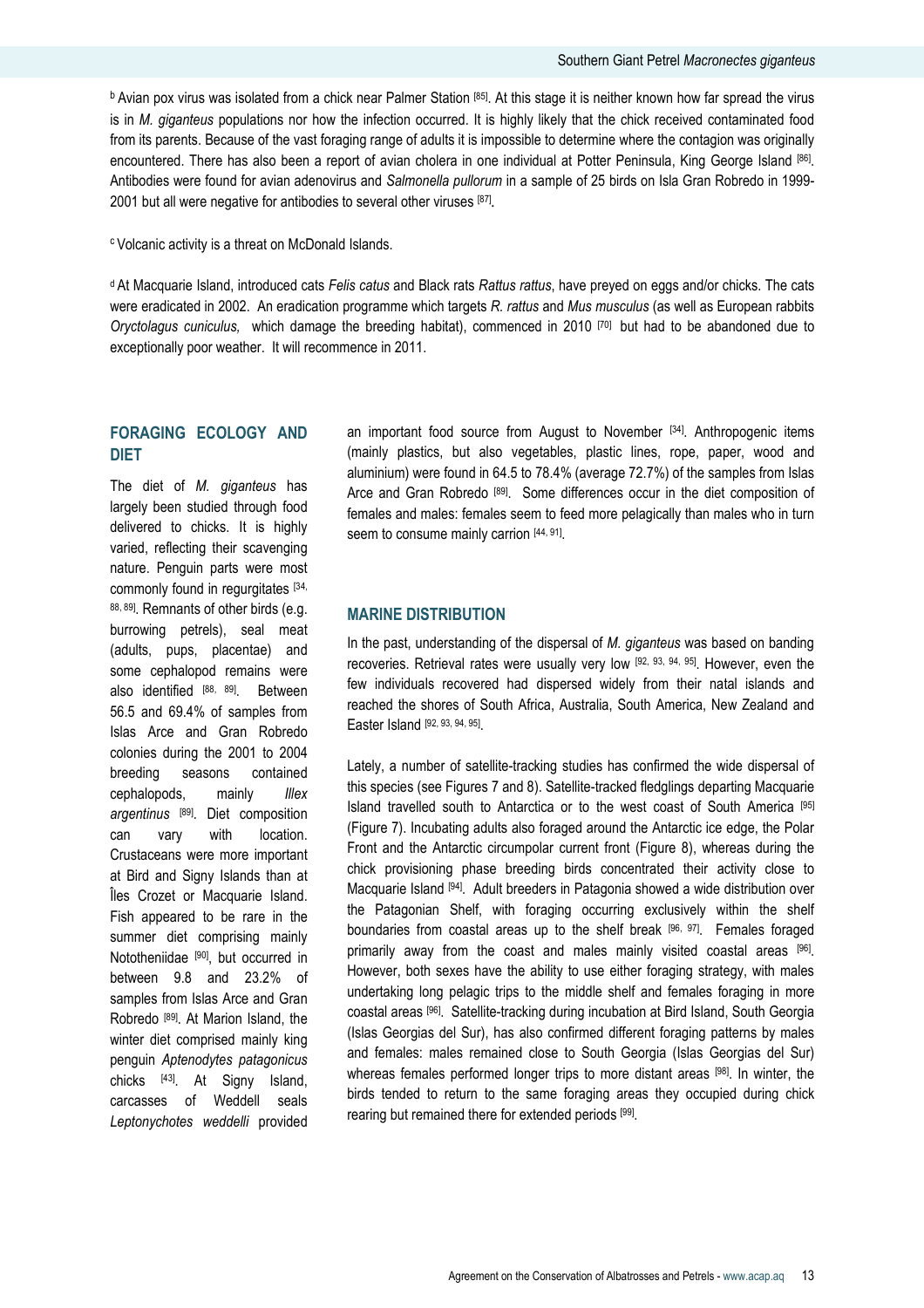[b] Avian pox virus was isolated from a chick near Palmer Station [85]. At this stage it is neither known how far spread the virus is in *M. giganteus* populations nor how the infection occurred. It is highly likely that the chick received contaminated food from its parents. Because of the vast foraging range of adults it is impossible to determine where the contagion was originally encountered. There has also been a report of avian cholera in one individual at Potter Peninsula, King George Island [86]. Antibodies were found for avian adenovirus and *Salmonella pullorum* in a sample of 25 birds on Isla Gran Robredo in 1999-2001 but all were negative for antibodies to several other viruses [87].

[c] Volcanic activity is a threat on McDonald Islands.

[d] At Macquarie Island, introduced cats *Felis catus* and Black rats *Rattus rattus*, have preyed on eggs and/or chicks. The cats were eradicated in 2002. An eradication programme which targets *R. rattus* and *Mus musculus* (as well as European rabbits *Oryctolagus cuniculus,* which damage the breeding habitat), commenced in 2010 [70] but had to be abandoned due to exceptionally poor weather. It will recommence in 2011.

## FORAGING ECOLOGY AND DIET

The diet of *M. giganteus* has largely been studied through food delivered to chicks. It is highly varied, reflecting their scavenging nature. Penguin parts were most commonly found in regurgitates [34, 88, 89]. Remnants of other birds (e.g. burrowing petrels), seal meat (adults, pups, placentae) and some cephalopod remains were also identified [88, 89]. Between 56.5 and 69.4% of samples from Islas Arce and Gran Robredo colonies during the 2001 to 2004 breeding seasons contained cephalopods, mainly *Illex argentinus* [89]. Diet composition can vary with location. Crustaceans were more important at Bird and Signy Islands than at Îles Crozet or Macquarie Island. Fish appeared to be rare in the summer diet comprising mainly Nototheniidae [90], but occurred in between 9.8 and 23.2% of samples from Islas Arce and Gran Robredo [89]. At Marion Island, the winter diet comprised mainly king penguin *Aptenodytes patagonicus* chicks [43]. At Signy Island, carcasses of Weddell seals *Leptonychotes weddelli* provided an important food source from August to November [34]. Anthropogenic items (mainly plastics, but also vegetables, plastic lines, rope, paper, wood and aluminium) were found in 64.5 to 78.4% (average 72.7%) of the samples from Islas Arce and Gran Robredo [89]. Some differences occur in the diet composition of females and males: females seem to feed more pelagically than males who in turn seem to consume mainly carrion [44, 91].

## MARINE DISTRIBUTION

In the past, understanding of the dispersal of *M. giganteus* was based on banding recoveries. Retrieval rates were usually very low [92, 93, 94, 95]. However, even the few individuals recovered had dispersed widely from their natal islands and reached the shores of South Africa, Australia, South America, New Zealand and Easter Island [92, 93, 94, 95].

Lately, a number of satellite-tracking studies has confirmed the wide dispersal of this species (see Figures 7 and 8). Satellite-tracked fledglings departing Macquarie Island travelled south to Antarctica or to the west coast of South America [95] (Figure 7). Incubating adults also foraged around the Antarctic ice edge, the Polar Front and the Antarctic circumpolar current front (Figure 8), whereas during the chick provisioning phase breeding birds concentrated their activity close to Macquarie Island [94]. Adult breeders in Patagonia showed a wide distribution over the Patagonian Shelf, with foraging occurring exclusively within the shelf boundaries from coastal areas up to the shelf break [96, 97]. Females foraged primarily away from the coast and males mainly visited coastal areas [96]. However, both sexes have the ability to use either foraging strategy, with males undertaking long pelagic trips to the middle shelf and females foraging in more coastal areas [96]. Satellite-tracking during incubation at Bird Island, South Georgia (Islas Georgias del Sur), has also confirmed different foraging patterns by males and females: males remained close to South Georgia (Islas Georgias del Sur) whereas females performed longer trips to more distant areas [98]. In winter, the birds tended to return to the same foraging areas they occupied during chick rearing but remained there for extended periods [99].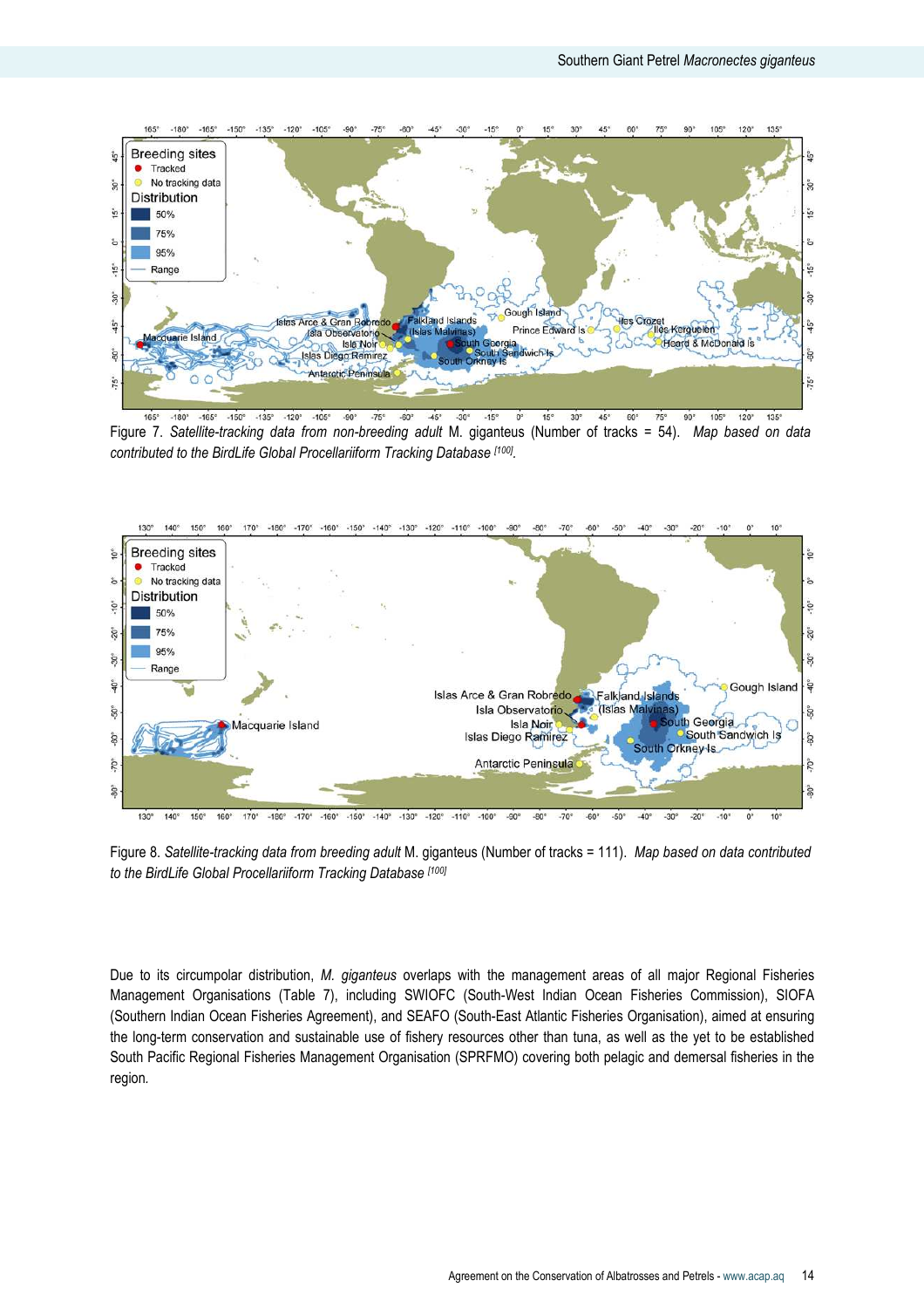Figure 7. *Satellite-tracking data from non-breeding adult* M. giganteus (Number of tracks = 54). *Map based on data contributed to the BirdLife Global Procellariiform Tracking Database* [100].

Figure 8. *Satellite-tracking data from breeding adult* M. giganteus (Number of tracks = 111). *Map based on data contributed to the BirdLife Global Procellariiform Tracking Database* [100]

Due to its circumpolar distribution, *M. giganteus* overlaps with the management areas of all major Regional Fisheries Management Organisations (Table 7), including SWIOFC (South-West Indian Ocean Fisheries Commission), SIOFA (Southern Indian Ocean Fisheries Agreement), and SEAFO (South-East Atlantic Fisheries Organisation), aimed at ensuring the long-term conservation and sustainable use of fishery resources other than tuna, as well as the yet to be established South Pacific Regional Fisheries Management Organisation (SPRFMO) covering both pelagic and demersal fisheries in the region.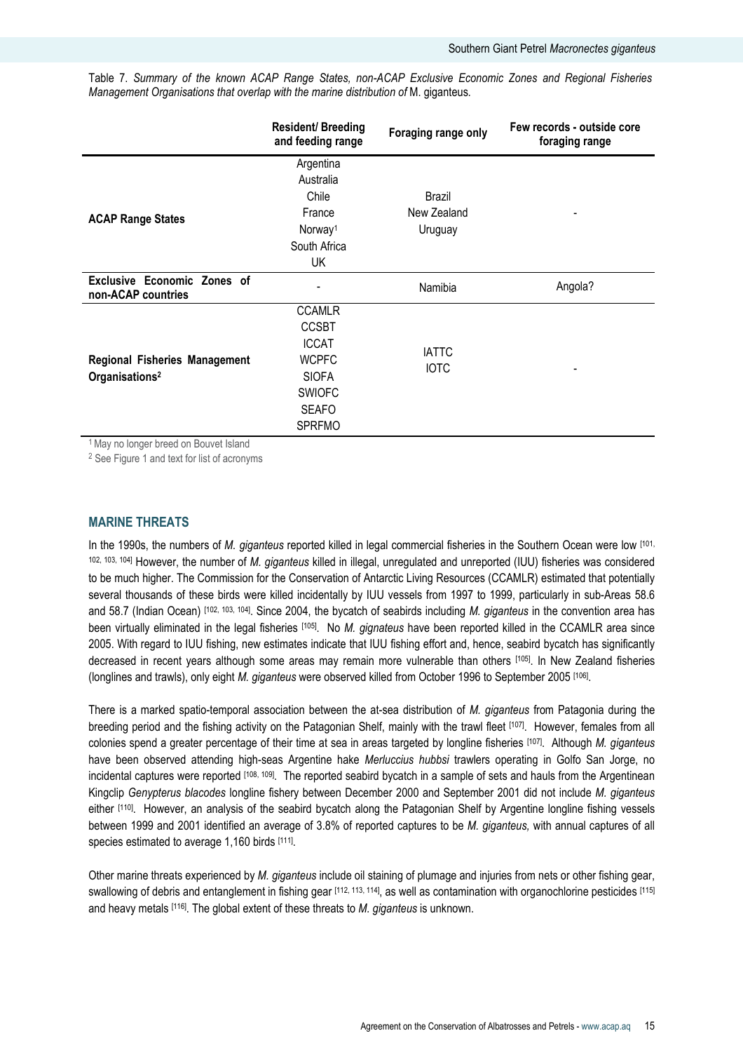Table 7. *Summary of the known ACAP Range States, non-ACAP Exclusive Economic Zones and Regional Fisheries Management Organisations that overlap with the marine distribution of* M. giganteus.

| | Resident/ Breeding and feeding range | Foraging range only | Few records - outside core foraging range |
|---|---|---|---|
| **ACAP Range States** | Argentina<br>Australia<br>Chile<br>France<br>Norway[1]<br>South Africa<br>UK | Brazil<br>New Zealand<br>Uruguay | - |
| **Exclusive Economic Zones of non-ACAP countries** | - | Namibia | Angola? |
| **Regional Fisheries Management Organisations[2]** | CCAMLR<br>CCSBT<br>ICCAT<br>WCPFC<br>SIOFA<br>SWIOFC<br>SEAFO<br>SPRFMO | IATTC<br>IOTC | - |

[1] May no longer breed on Bouvet Island

[2] See Figure 1 and text for list of acronyms

## MARINE THREATS

In the 1990s, the numbers of *M. giganteus* reported killed in legal commercial fisheries in the Southern Ocean were low [101, 102, 103, 104] However, the number of *M. giganteus* killed in illegal, unregulated and unreported (IUU) fisheries was considered to be much higher. The Commission for the Conservation of Antarctic Living Resources (CCAMLR) estimated that potentially several thousands of these birds were killed incidentally by IUU vessels from 1997 to 1999, particularly in sub-Areas 58.6 and 58.7 (Indian Ocean) [102, 103, 104]. Since 2004, the bycatch of seabirds including *M. giganteus* in the convention area has been virtually eliminated in the legal fisheries [105]. No *M. gignateus* have been reported killed in the CCAMLR area since 2005. With regard to IUU fishing, new estimates indicate that IUU fishing effort and, hence, seabird bycatch has significantly decreased in recent years although some areas may remain more vulnerable than others [105]. In New Zealand fisheries (longlines and trawls), only eight *M. giganteus* were observed killed from October 1996 to September 2005 [106].

There is a marked spatio-temporal association between the at-sea distribution of *M. giganteus* from Patagonia during the breeding period and the fishing activity on the Patagonian Shelf, mainly with the trawl fleet [107]. However, females from all colonies spend a greater percentage of their time at sea in areas targeted by longline fisheries [107]. Although *M. giganteus* have been observed attending high-seas Argentine hake *Merluccius hubbsi* trawlers operating in Golfo San Jorge, no incidental captures were reported [108, 109]. The reported seabird bycatch in a sample of sets and hauls from the Argentinean Kingclip *Genypterus blacodes* longline fishery between December 2000 and September 2001 did not include *M. giganteus* either [110]. However, an analysis of the seabird bycatch along the Patagonian Shelf by Argentine longline fishing vessels between 1999 and 2001 identified an average of 3.8% of reported captures to be *M. giganteus,* with annual captures of all species estimated to average 1,160 birds [111].

Other marine threats experienced by *M. giganteus* include oil staining of plumage and injuries from nets or other fishing gear, swallowing of debris and entanglement in fishing gear [112, 113, 114], as well as contamination with organochlorine pesticides [115] and heavy metals [116]. The global extent of these threats to *M. giganteus* is unknown.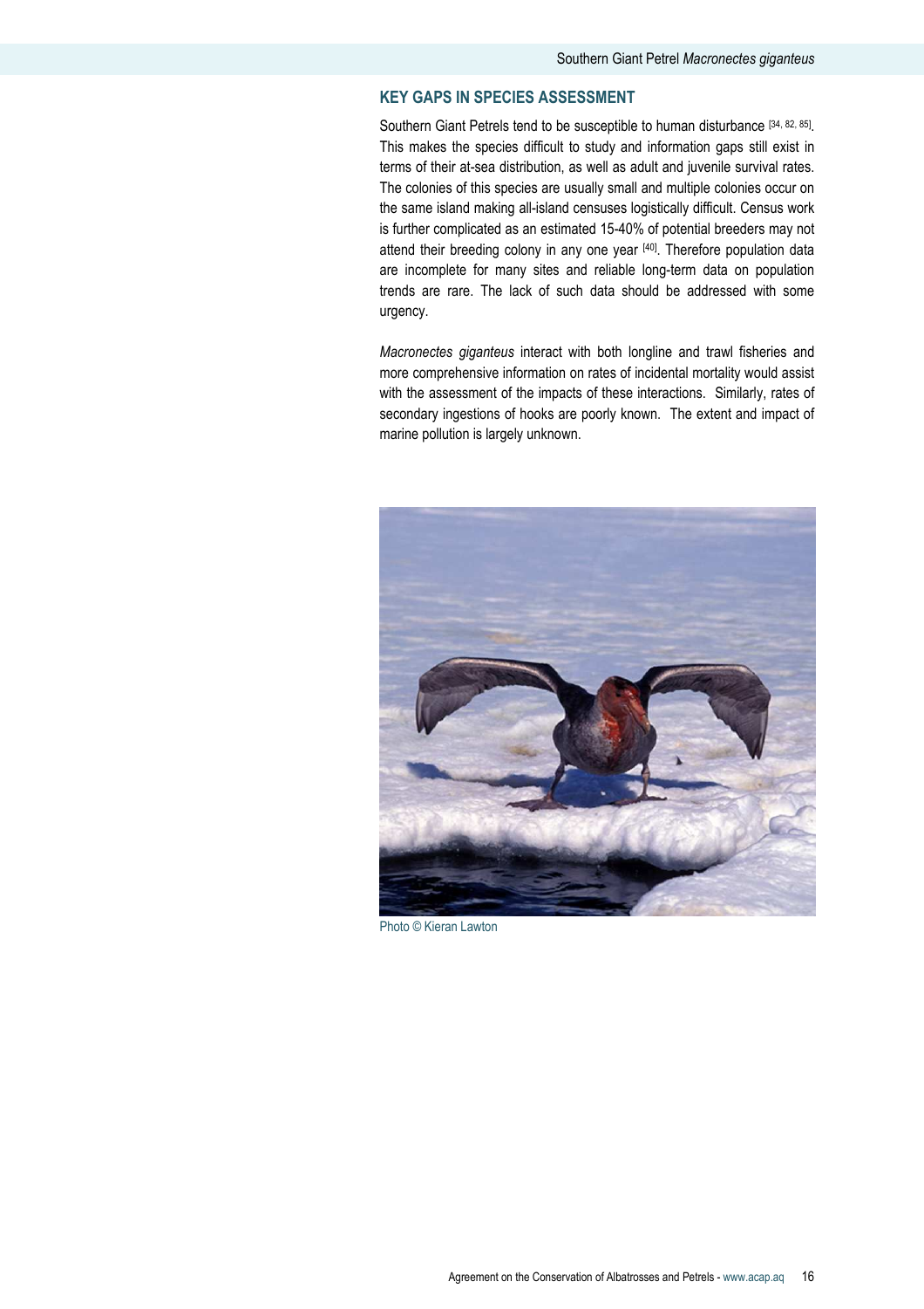## KEY GAPS IN SPECIES ASSESSMENT

Southern Giant Petrels tend to be susceptible to human disturbance [34, 82, 85]. This makes the species difficult to study and information gaps still exist in terms of their at-sea distribution, as well as adult and juvenile survival rates. The colonies of this species are usually small and multiple colonies occur on the same island making all-island censuses logistically difficult. Census work is further complicated as an estimated 15-40% of potential breeders may not attend their breeding colony in any one year [40]. Therefore population data are incomplete for many sites and reliable long-term data on population trends are rare. The lack of such data should be addressed with some urgency.

*Macronectes giganteus* interact with both longline and trawl fisheries and more comprehensive information on rates of incidental mortality would assist with the assessment of the impacts of these interactions. Similarly, rates of secondary ingestions of hooks are poorly known. The extent and impact of marine pollution is largely unknown.

Photo © Kieran Lawton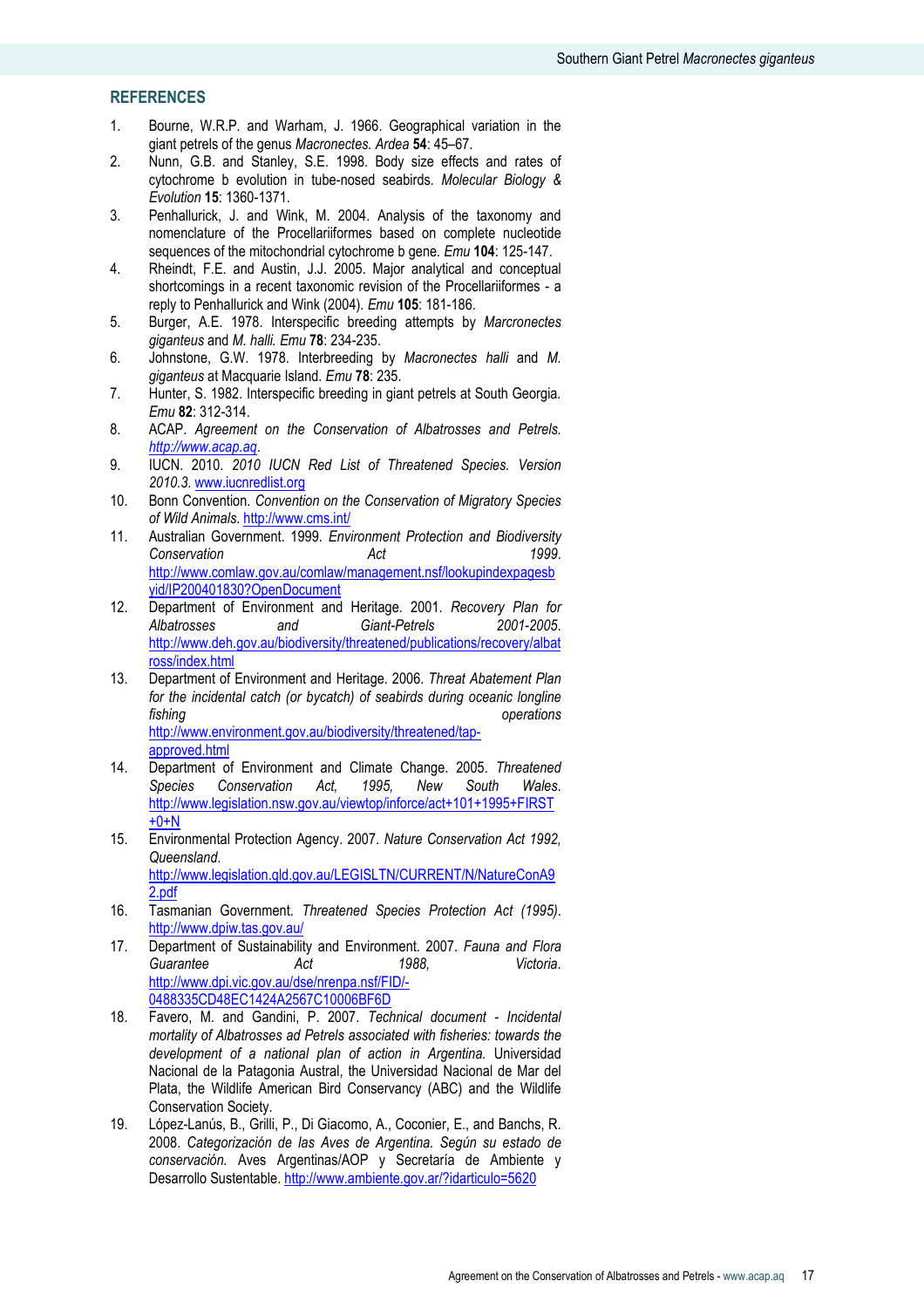## REFERENCES

1. Bourne, W.R.P. and Warham, J. 1966. Geographical variation in the giant petrels of the genus *Macronectes*. *Ardea* **54**: 45–67.
2. Nunn, G.B. and Stanley, S.E. 1998. Body size effects and rates of cytochrome b evolution in tube-nosed seabirds. *Molecular Biology & Evolution* **15**: 1360-1371.
3. Penhallurick, J. and Wink, M. 2004. Analysis of the taxonomy and nomenclature of the Procellariiformes based on complete nucleotide sequences of the mitochondrial cytochrome b gene. *Emu* **104**: 125-147.
4. Rheindt, F.E. and Austin, J.J. 2005. Major analytical and conceptual shortcomings in a recent taxonomic revision of the Procellariiformes - a reply to Penhallurick and Wink (2004). *Emu* **105**: 181-186.
5. Burger, A.E. 1978. Interspecific breeding attempts by *Marcronectes giganteus* and *M. halli*. *Emu* **78**: 234-235.
6. Johnstone, G.W. 1978. Interbreeding by *Macronectes halli* and *M. giganteus* at Macquarie Island. *Emu* **78**: 235.
7. Hunter, S. 1982. Interspecific breeding in giant petrels at South Georgia. *Emu* **82**: 312-314.
8. ACAP. *Agreement on the Conservation of Albatrosses and Petrels*. *http://www.acap.aq*.
9. IUCN. 2010. *2010 IUCN Red List of Threatened Species. Version 2010.3.* www.iucnredlist.org
10. Bonn Convention. *Convention on the Conservation of Migratory Species of Wild Animals*. http://www.cms.int/
11. Australian Government. 1999. *Environment Protection and Biodiversity Conservation Act 1999*. http://www.comlaw.gov.au/comlaw/management.nsf/lookupindexpagesbyid/IP200401830?OpenDocument
12. Department of Environment and Heritage. 2001. *Recovery Plan for Albatrosses and Giant-Petrels 2001-2005*. http://www.deh.gov.au/biodiversity/threatened/publications/recovery/albatross/index.html
13. Department of Environment and Heritage. 2006. *Threat Abatement Plan for the incidental catch (or bycatch) of seabirds during oceanic longline fishing operations* http://www.environment.gov.au/biodiversity/threatened/tap-approved.html
14. Department of Environment and Climate Change. 2005. *Threatened Species Conservation Act, 1995, New South Wales*. http://www.legislation.nsw.gov.au/viewtop/inforce/act+101+1995+FIRST+0+N
15. Environmental Protection Agency. 2007. *Nature Conservation Act 1992, Queensland*. http://www.legislation.qld.gov.au/LEGISLTN/CURRENT/N/NatureConA92.pdf
16. Tasmanian Government. *Threatened Species Protection Act (1995)*. http://www.dpiw.tas.gov.au/
17. Department of Sustainability and Environment. 2007. *Fauna and Flora Guarantee Act 1988, Victoria*. http://www.dpi.vic.gov.au/dse/nrenpa.nsf/FID/-0488335CD48EC1424A2567C10006BF6D
18. Favero, M. and Gandini, P. 2007. *Technical document - Incidental mortality of Albatrosses ad Petrels associated with fisheries: towards the development of a national plan of action in Argentina.* Universidad Nacional de la Patagonia Austral, the Universidad Nacional de Mar del Plata, the Wildlife American Bird Conservancy (ABC) and the Wildlife Conservation Society.
19. López-Lanús, B., Grilli, P., Di Giacomo, A., Coconier, E., and Banchs, R. 2008. *Categorización de las Aves de Argentina. Según su estado de conservación.* Aves Argentinas/AOP y Secretaría de Ambiente y Desarrollo Sustentable. http://www.ambiente.gov.ar/?idarticulo=5620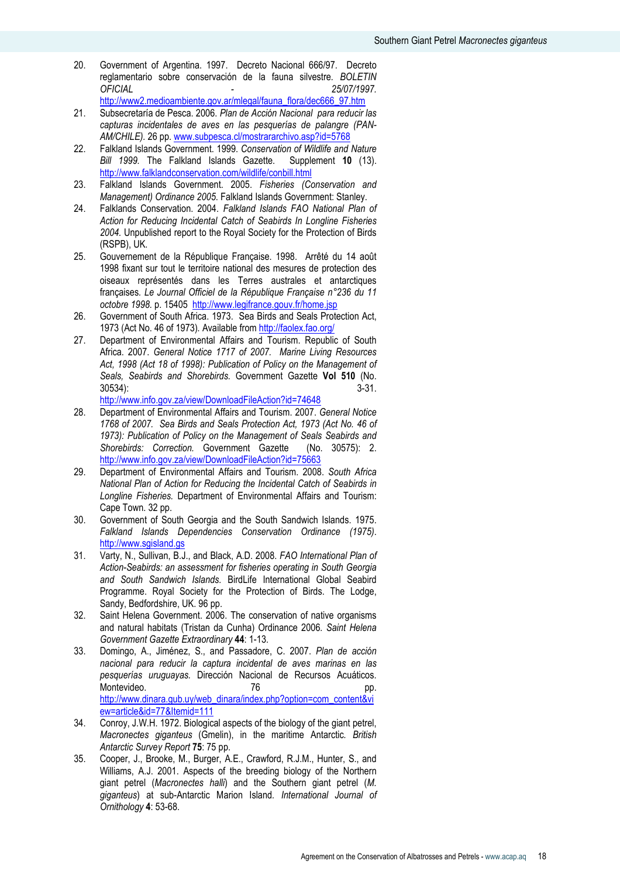20. Government of Argentina. 1997. Decreto Nacional 666/97. Decreto reglamentario sobre conservación de la fauna silvestre. *BOLETIN OFICIAL - 25/07/1997.* http://www2.medioambiente.gov.ar/mlegal/fauna_flora/dec666_97.htm
21. Subsecretaría de Pesca. 2006. *Plan de Acción Nacional para reducir las capturas incidentales de aves en las pesquerías de palangre (PAN-AM/CHILE).* 26 pp. www.subpesca.cl/mostrararchivo.asp?id=5768
22. Falkland Islands Government. 1999. *Conservation of Wildlife and Nature Bill 1999.* The Falkland Islands Gazette. Supplement **10** (13). http://www.falklandconservation.com/wildlife/conbill.html
23. Falkland Islands Government. 2005. *Fisheries (Conservation and Management) Ordinance 2005.* Falkland Islands Government: Stanley.
24. Falklands Conservation. 2004. *Falkland Islands FAO National Plan of Action for Reducing Incidental Catch of Seabirds In Longline Fisheries 2004.* Unpublished report to the Royal Society for the Protection of Birds (RSPB), UK.
25. Gouvernement de la République Française. 1998. Arrêté du 14 août 1998 fixant sur tout le territoire national des mesures de protection des oiseaux représentés dans les Terres australes et antarctiques françaises. *Le Journal Officiel de la République Française n°236 du 11 octobre 1998.* p. 15405 http://www.legifrance.gouv.fr/home.jsp
26. Government of South Africa. 1973. Sea Birds and Seals Protection Act, 1973 (Act No. 46 of 1973). Available from http://faolex.fao.org/
27. Department of Environmental Affairs and Tourism. Republic of South Africa. 2007. *General Notice 1717 of 2007. Marine Living Resources Act, 1998 (Act 18 of 1998): Publication of Policy on the Management of Seals, Seabirds and Shorebirds.* Government Gazette **Vol 510** (No. 30534): 3-31. http://www.info.gov.za/view/DownloadFileAction?id=74648
28. Department of Environmental Affairs and Tourism. 2007. *General Notice 1768 of 2007. Sea Birds and Seals Protection Act, 1973 (Act No. 46 of 1973): Publication of Policy on the Management of Seals Seabirds and Shorebirds: Correction.* Government Gazette (No. 30575): 2. http://www.info.gov.za/view/DownloadFileAction?id=75663
29. Department of Environmental Affairs and Tourism. 2008. *South Africa National Plan of Action for Reducing the Incidental Catch of Seabirds in Longline Fisheries.* Department of Environmental Affairs and Tourism: Cape Town. 32 pp.
30. Government of South Georgia and the South Sandwich Islands. 1975. *Falkland Islands Dependencies Conservation Ordinance (1975).* http://www.sgisland.gs
31. Varty, N., Sullivan, B.J., and Black, A.D. 2008. *FAO International Plan of Action-Seabirds: an assessment for fisheries operating in South Georgia and South Sandwich Islands.* BirdLife International Global Seabird Programme. Royal Society for the Protection of Birds. The Lodge, Sandy, Bedfordshire, UK. 96 pp.
32. Saint Helena Government. 2006. The conservation of native organisms and natural habitats (Tristan da Cunha) Ordinance 2006*. Saint Helena Government Gazette Extraordinary* **44**: 1-13.
33. Domingo, A., Jiménez, S., and Passadore, C. 2007. *Plan de acción nacional para reducir la captura incidental de aves marinas en las pesquerías uruguayas.* Dirección Nacional de Recursos Acuáticos. Montevideo. 76 pp. http://www.dinara.gub.uy/web_dinara/index.php?option=com_content&view=article&id=77&Itemid=111
34. Conroy, J.W.H. 1972. Biological aspects of the biology of the giant petrel, *Macronectes giganteus* (Gmelin), in the maritime Antarctic. *British Antarctic Survey Report* **75**: 75 pp.
35. Cooper, J., Brooke, M., Burger, A.E., Crawford, R.J.M., Hunter, S., and Williams, A.J. 2001. Aspects of the breeding biology of the Northern giant petrel (*Macronectes halli*) and the Southern giant petrel (*M. giganteus*) at sub-Antarctic Marion Island. *International Journal of Ornithology* **4**: 53-68.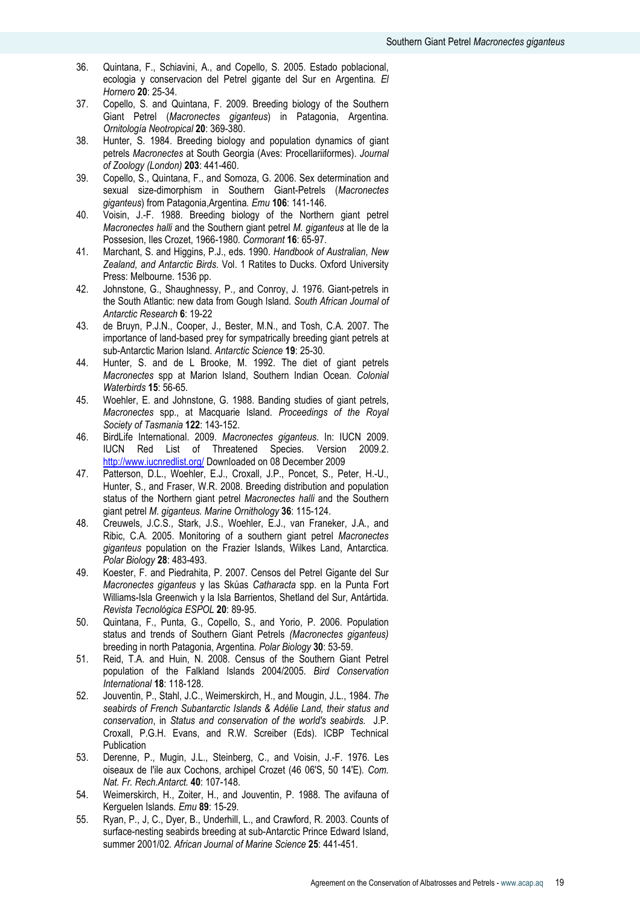36. Quintana, F., Schiavini, A., and Copello, S. 2005. Estado poblacional, ecologia y conservacion del Petrel gigante del Sur en Argentina. *El Hornero* **20**: 25-34.
37. Copello, S. and Quintana, F. 2009. Breeding biology of the Southern Giant Petrel (*Macronectes giganteus*) in Patagonia, Argentina. *Ornitología Neotropical* **20**: 369-380.
38. Hunter, S. 1984. Breeding biology and population dynamics of giant petrels *Macronectes* at South Georgia (Aves: Procellariiformes). *Journal of Zoology (London)* **203**: 441-460.
39. Copello, S., Quintana, F., and Somoza, G. 2006. Sex determination and sexual size-dimorphism in Southern Giant-Petrels (*Macronectes giganteus*) from Patagonia,Argentina. *Emu* **106**: 141-146.
40. Voisin, J.-F. 1988. Breeding biology of the Northern giant petrel *Macronectes halli* and the Southern giant petrel *M. giganteus* at Ile de la Possesion, Iles Crozet, 1966-1980. *Cormorant* **16**: 65-97.
41. Marchant, S. and Higgins, P.J., eds. 1990. *Handbook of Australian, New Zealand, and Antarctic Birds*. Vol. 1 Ratites to Ducks. Oxford University Press: Melbourne. 1536 pp.
42. Johnstone, G., Shaughnessy, P., and Conroy, J. 1976. Giant-petrels in the South Atlantic: new data from Gough Island. *South African Journal of Antarctic Research* **6**: 19-22
43. de Bruyn, P.J.N., Cooper, J., Bester, M.N., and Tosh, C.A. 2007. The importance of land-based prey for sympatrically breeding giant petrels at sub-Antarctic Marion Island. *Antarctic Science* **19**: 25-30.
44. Hunter, S. and de L Brooke, M. 1992. The diet of giant petrels *Macronectes* spp at Marion Island, Southern Indian Ocean. *Colonial Waterbirds* **15**: 56-65.
45. Woehler, E. and Johnstone, G. 1988. Banding studies of giant petrels, *Macronectes* spp., at Macquarie Island. *Proceedings of the Royal Society of Tasmania* **122**: 143-152.
46. BirdLife International. 2009. *Macronectes giganteus*. In: IUCN 2009. IUCN Red List of Threatened Species. Version 2009.2. http://www.iucnredlist.org/ Downloaded on 08 December 2009
47. Patterson, D.L., Woehler, E.J., Croxall, J.P., Poncet, S., Peter, H.-U., Hunter, S., and Fraser, W.R. 2008. Breeding distribution and population status of the Northern giant petrel *Macronectes halli* and the Southern giant petrel *M. giganteus*. *Marine Ornithology* **36**: 115-124.
48. Creuwels, J.C.S., Stark, J.S., Woehler, E.J., van Franeker, J.A., and Ribic, C.A. 2005. Monitoring of a southern giant petrel *Macronectes giganteus* population on the Frazier Islands, Wilkes Land, Antarctica. *Polar Biology* **28**: 483-493.
49. Koester, F. and Piedrahita, P. 2007. Censos del Petrel Gigante del Sur *Macronectes giganteus* y las Skúas *Catharacta* spp. en la Punta Fort Williams-Isla Greenwich y la Isla Barrientos, Shetland del Sur, Antártida. *Revista Tecnológica ESPOL* **20**: 89-95.
50. Quintana, F., Punta, G., Copello, S., and Yorio, P. 2006. Population status and trends of Southern Giant Petrels *(Macronectes giganteus)* breeding in north Patagonia, Argentina. *Polar Biology* **30**: 53-59.
51. Reid, T.A. and Huin, N. 2008. Census of the Southern Giant Petrel population of the Falkland Islands 2004/2005. *Bird Conservation International* **18**: 118-128.
52. Jouventin, P., Stahl, J.C., Weimerskirch, H., and Mougin, J.L., 1984. *The seabirds of French Subantarctic Islands & Adélie Land, their status and conservation*, in *Status and conservation of the world's seabirds.* J.P. Croxall, P.G.H. Evans, and R.W. Screiber (Eds). ICBP Technical Publication
53. Derenne, P., Mugin, J.L., Steinberg, C., and Voisin, J.-F. 1976. Les oiseaux de l'ile aux Cochons, archipel Crozet (46 06'S, 50 14'E). *Com. Nat. Fr. Rech.Antarct.* **40**: 107-148.
54. Weimerskirch, H., Zoiter, H., and Jouventin, P. 1988. The avifauna of Kerguelen Islands. *Emu* **89**: 15-29.
55. Ryan, P., J, C., Dyer, B., Underhill, L., and Crawford, R. 2003. Counts of surface-nesting seabirds breeding at sub-Antarctic Prince Edward Island, summer 2001/02. *African Journal of Marine Science* **25**: 441-451.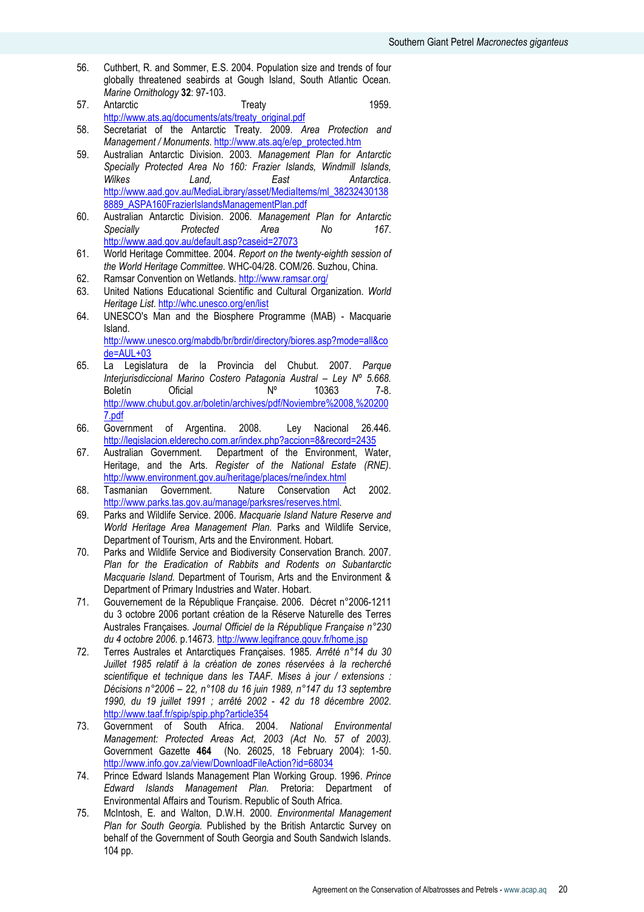56. Cuthbert, R. and Sommer, E.S. 2004. Population size and trends of four globally threatened seabirds at Gough Island, South Atlantic Ocean. *Marine Ornithology* **32**: 97-103.
57. Antarctic Treaty 1959. http://www.ats.aq/documents/ats/treaty_original.pdf
58. Secretariat of the Antarctic Treaty. 2009. *Area Protection and Management / Monuments*. http://www.ats.aq/e/ep_protected.htm
59. Australian Antarctic Division. 2003. *Management Plan for Antarctic Specially Protected Area No 160: Frazier Islands, Windmill Islands, Wilkes Land, East Antarctica*. http://www.aad.gov.au/MediaLibrary/asset/MediaItems/ml_382324301388889_ASPA160FrazierIslandsManagementPlan.pdf
60. Australian Antarctic Division. 2006. *Management Plan for Antarctic Specially Protected Area No 167*. http://www.aad.gov.au/default.asp?caseid=27073
61. World Heritage Committee. 2004. *Report on the twenty-eighth session of the World Heritage Committee*. WHC-04/28. COM/26. Suzhou, China.
62. Ramsar Convention on Wetlands. http://www.ramsar.org/
63. United Nations Educational Scientific and Cultural Organization. *World Heritage List*. http://whc.unesco.org/en/list
64. UNESCO's Man and the Biosphere Programme (MAB) - Macquarie Island. http://www.unesco.org/mabdb/br/brdir/directory/biores.asp?mode=all&code=AUL+03
65. La Legislatura de la Provincia del Chubut. 2007. *Parque Interjurisdiccional Marino Costero Patagonia Austral – Ley Nº 5.668.* Boletín Oficial Nº 10363 7-8. http://www.chubut.gov.ar/boletin/archives/pdf/Noviembre%2008,%202007.pdf
66. Government of Argentina. 2008. Ley Nacional 26.446. http://legislacion.elderecho.com.ar/index.php?accion=8&record=2435
67. Australian Government. Department of the Environment, Water, Heritage, and the Arts. *Register of the National Estate (RNE)*. http://www.environment.gov.au/heritage/places/rne/index.html
68. Tasmanian Government. Nature Conservation Act 2002. http://www.parks.tas.gov.au/manage/parksres/reserves.html.
69. Parks and Wildlife Service. 2006. *Macquarie Island Nature Reserve and World Heritage Area Management Plan.* Parks and Wildlife Service, Department of Tourism, Arts and the Environment. Hobart.
70. Parks and Wildlife Service and Biodiversity Conservation Branch. 2007. *Plan for the Eradication of Rabbits and Rodents on Subantarctic Macquarie Island.* Department of Tourism, Arts and the Environment & Department of Primary Industries and Water. Hobart.
71. Gouvernement de la République Française. 2006. Décret n°2006-1211 du 3 octobre 2006 portant création de la Réserve Naturelle des Terres Australes Françaises. *Journal Officiel de la République Française n°230 du 4 octobre 2006.* p.14673. http://www.legifrance.gouv.fr/home.jsp
72. Terres Australes et Antarctiques Françaises. 1985. *Arrêté n°14 du 30 Juillet 1985 relatif à la création de zones réservées à la recherché scientifique et technique dans les TAAF. Mises à jour / extensions : Décisions n°2006 – 22, n°108 du 16 juin 1989, n°147 du 13 septembre 1990, du 19 juillet 1991 ; arrêté 2002 - 42 du 18 décembre 2002.* http://www.taaf.fr/spip/spip.php?article354
73. Government of South Africa. 2004. *National Environmental Management: Protected Areas Act, 2003 (Act No. 57 of 2003).* Government Gazette **464** (No. 26025, 18 February 2004): 1-50. http://www.info.gov.za/view/DownloadFileAction?id=68034
74. Prince Edward Islands Management Plan Working Group. 1996. *Prince Edward Islands Management Plan.* Pretoria: Department of Environmental Affairs and Tourism. Republic of South Africa.
75. McIntosh, E. and Walton, D.W.H. 2000. *Environmental Management Plan for South Georgia.* Published by the British Antarctic Survey on behalf of the Government of South Georgia and South Sandwich Islands. 104 pp.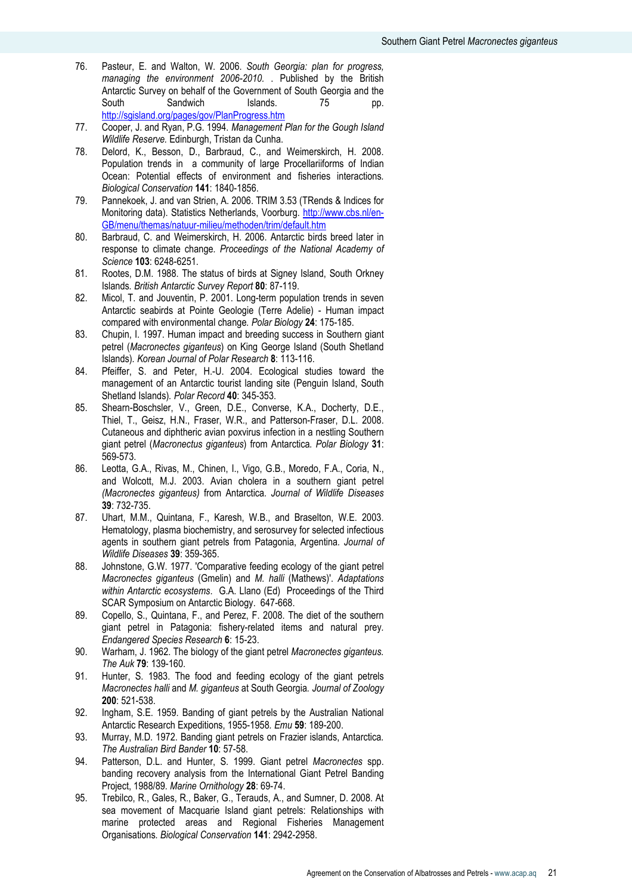76. Pasteur, E. and Walton, W. 2006. *South Georgia: plan for progress, managing the environment 2006-2010.* . Published by the British Antarctic Survey on behalf of the Government of South Georgia and the South Sandwich Islands. 75 pp. http://sgisland.org/pages/gov/PlanProgress.htm
77. Cooper, J. and Ryan, P.G. 1994. *Management Plan for the Gough Island Wildlife Reserve.* Edinburgh, Tristan da Cunha.
78. Delord, K., Besson, D., Barbraud, C., and Weimerskirch, H. 2008. Population trends in a community of large Procellariiforms of Indian Ocean: Potential effects of environment and fisheries interactions. *Biological Conservation* **141**: 1840-1856.
79. Pannekoek, J. and van Strien, A. 2006. TRIM 3.53 (TRends & Indices for Monitoring data). Statistics Netherlands, Voorburg. http://www.cbs.nl/en-GB/menu/themas/natuur-milieu/methoden/trim/default.htm
80. Barbraud, C. and Weimerskirch, H. 2006. Antarctic birds breed later in response to climate change. *Proceedings of the National Academy of Science* **103**: 6248-6251.
81. Rootes, D.M. 1988. The status of birds at Signey Island, South Orkney Islands. *British Antarctic Survey Report* **80**: 87-119.
82. Micol, T. and Jouventin, P. 2001. Long-term population trends in seven Antarctic seabirds at Pointe Geologie (Terre Adelie) - Human impact compared with environmental change. *Polar Biology* **24**: 175-185.
83. Chupin, I. 1997. Human impact and breeding success in Southern giant petrel (*Macronectes giganteus*) on King George Island (South Shetland Islands). *Korean Journal of Polar Research* **8**: 113-116.
84. Pfeiffer, S. and Peter, H.-U. 2004. Ecological studies toward the management of an Antarctic tourist landing site (Penguin Island, South Shetland Islands). *Polar Record* **40**: 345-353.
85. Shearn-Boschsler, V., Green, D.E., Converse, K.A., Docherty, D.E., Thiel, T., Geisz, H.N., Fraser, W.R., and Patterson-Fraser, D.L. 2008. Cutaneous and diphtheric avian poxvirus infection in a nestling Southern giant petrel (*Macronectus giganteus*) from Antarctica. *Polar Biology* **31**: 569-573.
86. Leotta, G.A., Rivas, M., Chinen, I., Vigo, G.B., Moredo, F.A., Coria, N., and Wolcott, M.J. 2003. Avian cholera in a southern giant petrel *(Macronectes giganteus)* from Antarctica. *Journal of Wildlife Diseases* **39**: 732-735.
87. Uhart, M.M., Quintana, F., Karesh, W.B., and Braselton, W.E. 2003. Hematology, plasma biochemistry, and serosurvey for selected infectious agents in southern giant petrels from Patagonia, Argentina. *Journal of Wildlife Diseases* **39**: 359-365.
88. Johnstone, G.W. 1977. 'Comparative feeding ecology of the giant petrel *Macronectes giganteus* (Gmelin) and *M. halli* (Mathews)'. *Adaptations within Antarctic ecosystems*. G.A. Llano (Ed) Proceedings of the Third SCAR Symposium on Antarctic Biology. 647-668.
89. Copello, S., Quintana, F., and Perez, F. 2008. The diet of the southern giant petrel in Patagonia: fishery-related items and natural prey. *Endangered Species Research* **6**: 15-23.
90. Warham, J. 1962. The biology of the giant petrel *Macronectes giganteus. The Auk* **79**: 139-160.
91. Hunter, S. 1983. The food and feeding ecology of the giant petrels *Macronectes halli* and *M. giganteus* at South Georgia. *Journal of Zoology* **200**: 521-538.
92. Ingham, S.E. 1959. Banding of giant petrels by the Australian National Antarctic Research Expeditions, 1955-1958. *Emu* **59**: 189-200.
93. Murray, M.D. 1972. Banding giant petrels on Frazier islands, Antarctica. *The Australian Bird Bander* **10**: 57-58.
94. Patterson, D.L. and Hunter, S. 1999. Giant petrel *Macronectes* spp. banding recovery analysis from the International Giant Petrel Banding Project, 1988/89. *Marine Ornithology* **28**: 69-74.
95. Trebilco, R., Gales, R., Baker, G., Terauds, A., and Sumner, D. 2008. At sea movement of Macquarie Island giant petrels: Relationships with marine protected areas and Regional Fisheries Management Organisations. *Biological Conservation* **141**: 2942-2958.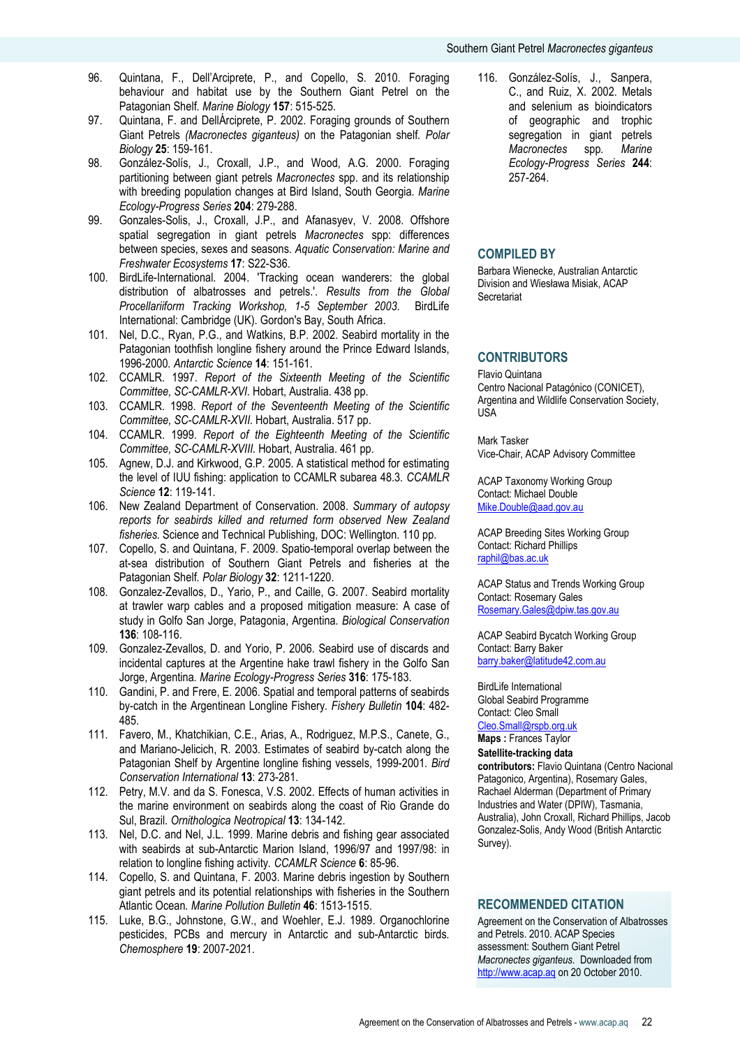96. Quintana, F., Dell'Arciprete, P., and Copello, S. 2010. Foraging behaviour and habitat use by the Southern Giant Petrel on the Patagonian Shelf. *Marine Biology* **157**: 515-525.
97. Quintana, F. and DellÁrciprete, P. 2002. Foraging grounds of Southern Giant Petrels *(Macronectes giganteus)* on the Patagonian shelf. *Polar Biology* **25**: 159-161.
98. González-Solís, J., Croxall, J.P., and Wood, A.G. 2000. Foraging partitioning between giant petrels *Macronectes* spp. and its relationship with breeding population changes at Bird Island, South Georgia. *Marine Ecology-Progress Series* **204**: 279-288.
99. Gonzales-Solis, J., Croxall, J.P., and Afanasyev, V. 2008. Offshore spatial segregation in giant petrels *Macronectes* spp: differences between species, sexes and seasons. *Aquatic Conservation: Marine and Freshwater Ecosystems* **17**: S22-S36.
100. BirdLife-International. 2004. 'Tracking ocean wanderers: the global distribution of albatrosses and petrels.'. *Results from the Global Procellariiform Tracking Workshop, 1-5 September 2003.* BirdLife International: Cambridge (UK). Gordon's Bay, South Africa.
101. Nel, D.C., Ryan, P.G., and Watkins, B.P. 2002. Seabird mortality in the Patagonian toothfish longline fishery around the Prince Edward Islands, 1996-2000. *Antarctic Science* **14**: 151-161.
102. CCAMLR. 1997. *Report of the Sixteenth Meeting of the Scientific Committee, SC-CAMLR-XVI.* Hobart, Australia. 438 pp.
103. CCAMLR. 1998. *Report of the Seventeenth Meeting of the Scientific Committee, SC-CAMLR-XVII.* Hobart, Australia. 517 pp.
104. CCAMLR. 1999. *Report of the Eighteenth Meeting of the Scientific Committee, SC-CAMLR-XVIII.* Hobart, Australia. 461 pp.
105. Agnew, D.J. and Kirkwood, G.P. 2005. A statistical method for estimating the level of IUU fishing: application to CCAMLR subarea 48.3. *CCAMLR Science* **12**: 119-141.
106. New Zealand Department of Conservation. 2008. *Summary of autopsy reports for seabirds killed and returned form observed New Zealand fisheries.* Science and Technical Publishing, DOC: Wellington. 110 pp.
107. Copello, S. and Quintana, F. 2009. Spatio-temporal overlap between the at-sea distribution of Southern Giant Petrels and fisheries at the Patagonian Shelf. *Polar Biology* **32**: 1211-1220.
108. Gonzalez-Zevallos, D., Yario, P., and Caille, G. 2007. Seabird mortality at trawler warp cables and a proposed mitigation measure: A case of study in Golfo San Jorge, Patagonia, Argentina. *Biological Conservation* **136**: 108-116.
109. Gonzalez-Zevallos, D. and Yorio, P. 2006. Seabird use of discards and incidental captures at the Argentine hake trawl fishery in the Golfo San Jorge, Argentina. *Marine Ecology-Progress Series* **316**: 175-183.
110. Gandini, P. and Frere, E. 2006. Spatial and temporal patterns of seabirds by-catch in the Argentinean Longline Fishery. *Fishery Bulletin* **104**: 482-485.
111. Favero, M., Khatchikian, C.E., Arias, A., Rodriguez, M.P.S., Canete, G., and Mariano-Jelicich, R. 2003. Estimates of seabird by-catch along the Patagonian Shelf by Argentine longline fishing vessels, 1999-2001. *Bird Conservation International* **13**: 273-281.
112. Petry, M.V. and da S. Fonesca, V.S. 2002. Effects of human activities in the marine environment on seabirds along the coast of Rio Grande do Sul, Brazil. *Ornithologica Neotropical* **13**: 134-142.
113. Nel, D.C. and Nel, J.L. 1999. Marine debris and fishing gear associated with seabirds at sub-Antarctic Marion Island, 1996/97 and 1997/98: in relation to longline fishing activity. *CCAMLR Science* **6**: 85-96.
114. Copello, S. and Quintana, F. 2003. Marine debris ingestion by Southern giant petrels and its potential relationships with fisheries in the Southern Atlantic Ocean. *Marine Pollution Bulletin* **46**: 1513-1515.
115. Luke, B.G., Johnstone, G.W., and Woehler, E.J. 1989. Organochlorine pesticides, PCBs and mercury in Antarctic and sub-Antarctic birds. *Chemosphere* **19**: 2007-2021.
116. González-Solís, J., Sanpera, C., and Ruiz, X. 2002. Metals and selenium as bioindicators of geographic and trophic segregation in giant petrels *Macronectes* spp. *Marine Ecology-Progress Series* **244**: 257-264.

## COMPILED BY

Barbara Wienecke, Australian Antarctic Division and Wiesława Misiak, ACAP Secretariat

## CONTRIBUTORS

Flavio Quintana
Centro Nacional Patagónico (CONICET), Argentina and Wildlife Conservation Society, USA

Mark Tasker
Vice-Chair, ACAP Advisory Committee

ACAP Taxonomy Working Group
Contact: Michael Double
Mike.Double@aad.gov.au

ACAP Breeding Sites Working Group
Contact: Richard Phillips
raphil@bas.ac.uk

ACAP Status and Trends Working Group
Contact: Rosemary Gales
Rosemary.Gales@dpiw.tas.gov.au

ACAP Seabird Bycatch Working Group
Contact: Barry Baker
barry.baker@latitude42.com.au

BirdLife International
Global Seabird Programme
Contact: Cleo Small
Cleo.Small@rspb.org.uk
**Maps :** Frances Taylor
**Satellite-tracking data contributors:** Flavio Quintana (Centro Nacional Patagonico, Argentina), Rosemary Gales, Rachael Alderman (Department of Primary Industries and Water (DPIW), Tasmania, Australia), John Croxall, Richard Phillips, Jacob Gonzalez-Solis, Andy Wood (British Antarctic Survey).

## RECOMMENDED CITATION

Agreement on the Conservation of Albatrosses and Petrels. 2010. ACAP Species assessment: Southern Giant Petrel *Macronectes giganteus.* Downloaded from http://www.acap.aq on 20 October 2010.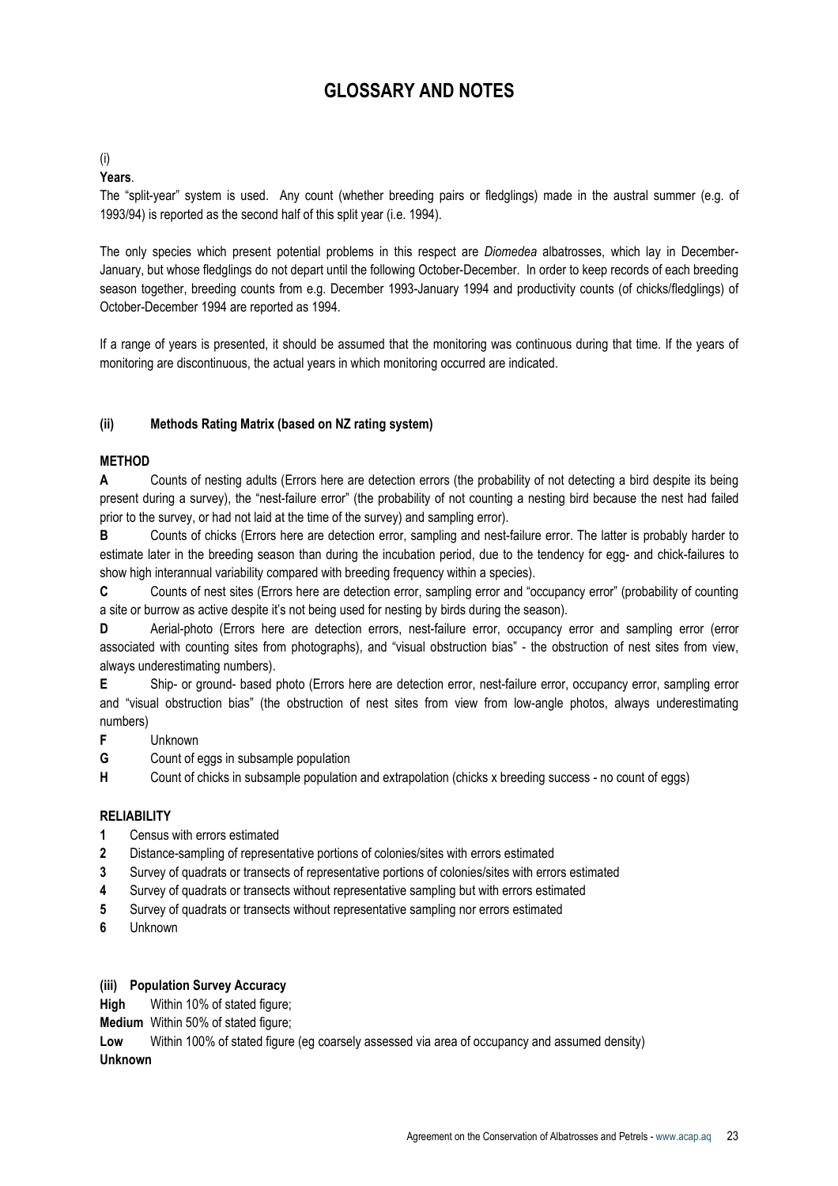# GLOSSARY AND NOTES

(i)

**Years**.

The "split-year" system is used. Any count (whether breeding pairs or fledglings) made in the austral summer (e.g. of 1993/94) is reported as the second half of this split year (i.e. 1994).

The only species which present potential problems in this respect are *Diomedea* albatrosses, which lay in December-January, but whose fledglings do not depart until the following October-December. In order to keep records of each breeding season together, breeding counts from e.g. December 1993-January 1994 and productivity counts (of chicks/fledglings) of October-December 1994 are reported as 1994.

If a range of years is presented, it should be assumed that the monitoring was continuous during that time. If the years of monitoring are discontinuous, the actual years in which monitoring occurred are indicated.

**(ii) Methods Rating Matrix (based on NZ rating system)**

**METHOD**

**A** Counts of nesting adults (Errors here are detection errors (the probability of not detecting a bird despite its being present during a survey), the "nest-failure error" (the probability of not counting a nesting bird because the nest had failed prior to the survey, or had not laid at the time of the survey) and sampling error).

**B** Counts of chicks (Errors here are detection error, sampling and nest-failure error. The latter is probably harder to estimate later in the breeding season than during the incubation period, due to the tendency for egg- and chick-failures to show high interannual variability compared with breeding frequency within a species).

**C** Counts of nest sites (Errors here are detection error, sampling error and "occupancy error" (probability of counting a site or burrow as active despite it's not being used for nesting by birds during the season).

**D** Aerial-photo (Errors here are detection errors, nest-failure error, occupancy error and sampling error (error associated with counting sites from photographs), and "visual obstruction bias" - the obstruction of nest sites from view, always underestimating numbers).

**E** Ship- or ground- based photo (Errors here are detection error, nest-failure error, occupancy error, sampling error and "visual obstruction bias" (the obstruction of nest sites from view from low-angle photos, always underestimating numbers)

**F** Unknown

**G** Count of eggs in subsample population

**H** Count of chicks in subsample population and extrapolation (chicks x breeding success - no count of eggs)

**RELIABILITY**

**1** Census with errors estimated

**2** Distance-sampling of representative portions of colonies/sites with errors estimated

**3** Survey of quadrats or transects of representative portions of colonies/sites with errors estimated

**4** Survey of quadrats or transects without representative sampling but with errors estimated

**5** Survey of quadrats or transects without representative sampling nor errors estimated

**6** Unknown

**(iii) Population Survey Accuracy**

**High** Within 10% of stated figure;

**Medium** Within 50% of stated figure;

**Low** Within 100% of stated figure (eg coarsely assessed via area of occupancy and assumed density)

**Unknown**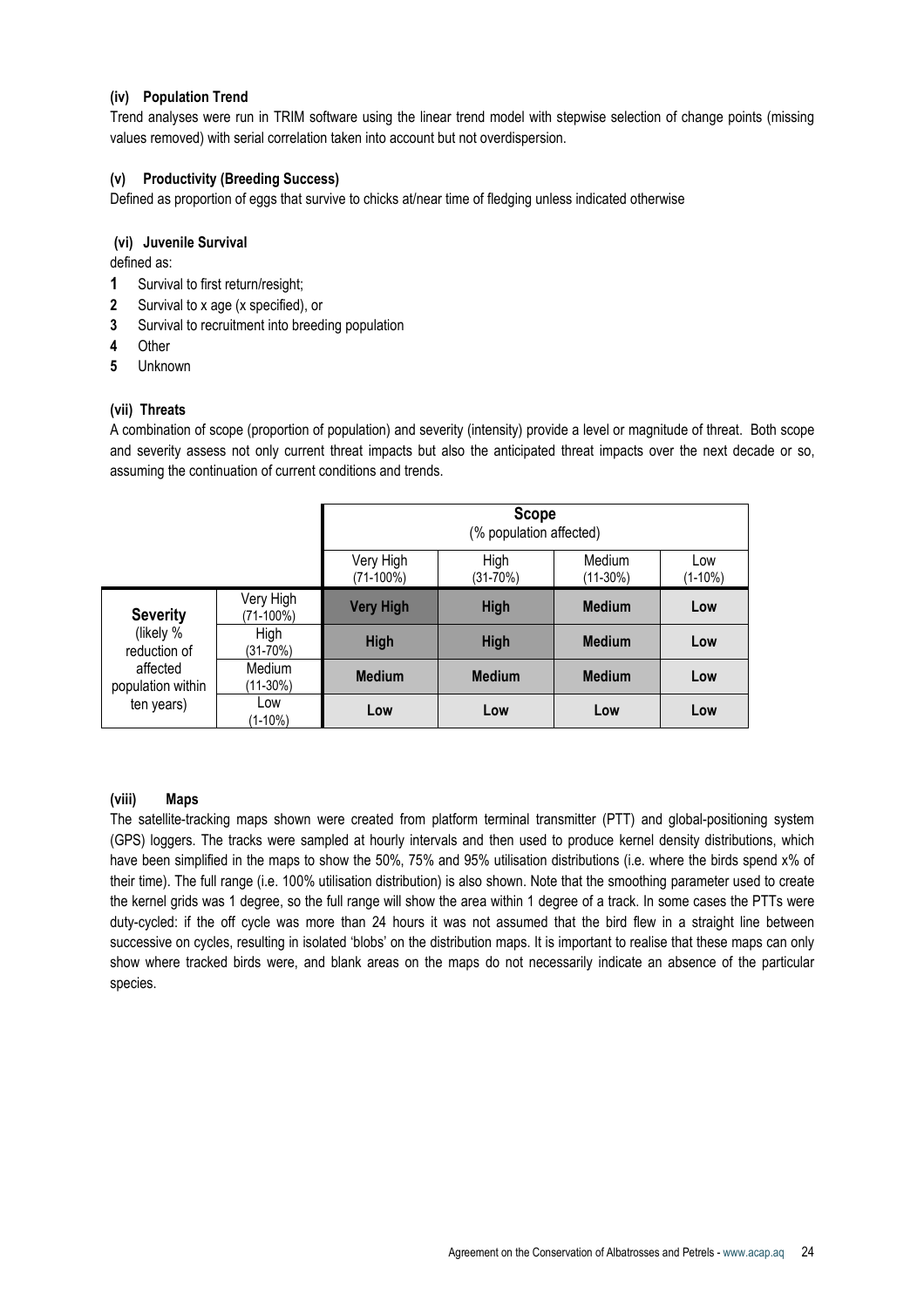#### (iv) Population Trend

Trend analyses were run in TRIM software using the linear trend model with stepwise selection of change points (missing values removed) with serial correlation taken into account but not overdispersion.

#### (v) Productivity (Breeding Success)

Defined as proportion of eggs that survive to chicks at/near time of fledging unless indicated otherwise

#### (vi) Juvenile Survival

defined as:

1. Survival to first return/resight;
2. Survival to x age (x specified), or
3. Survival to recruitment into breeding population
4. Other
5. Unknown

#### (vii) Threats

A combination of scope (proportion of population) and severity (intensity) provide a level or magnitude of threat. Both scope and severity assess not only current threat impacts but also the anticipated threat impacts over the next decade or so, assuming the continuation of current conditions and trends.

| | | **Scope** (% population affected) | | | |
|---|---|---|---|---|---|
| | | Very High (71-100%) | High (31-70%) | Medium (11-30%) | Low (1-10%) |
| **Severity** (likely % reduction of affected population within ten years) | Very High (71-100%) | **Very High** | **High** | **Medium** | **Low** |
| | High (31-70%) | **High** | **High** | **Medium** | **Low** |
| | Medium (11-30%) | **Medium** | **Medium** | **Medium** | **Low** |
| | Low (1-10%) | **Low** | **Low** | **Low** | **Low** |

#### (viii) Maps

The satellite-tracking maps shown were created from platform terminal transmitter (PTT) and global-positioning system (GPS) loggers. The tracks were sampled at hourly intervals and then used to produce kernel density distributions, which have been simplified in the maps to show the 50%, 75% and 95% utilisation distributions (i.e. where the birds spend x% of their time). The full range (i.e. 100% utilisation distribution) is also shown. Note that the smoothing parameter used to create the kernel grids was 1 degree, so the full range will show the area within 1 degree of a track. In some cases the PTTs were duty-cycled: if the off cycle was more than 24 hours it was not assumed that the bird flew in a straight line between successive on cycles, resulting in isolated 'blobs' on the distribution maps. It is important to realise that these maps can only show where tracked birds were, and blank areas on the maps do not necessarily indicate an absence of the particular species.